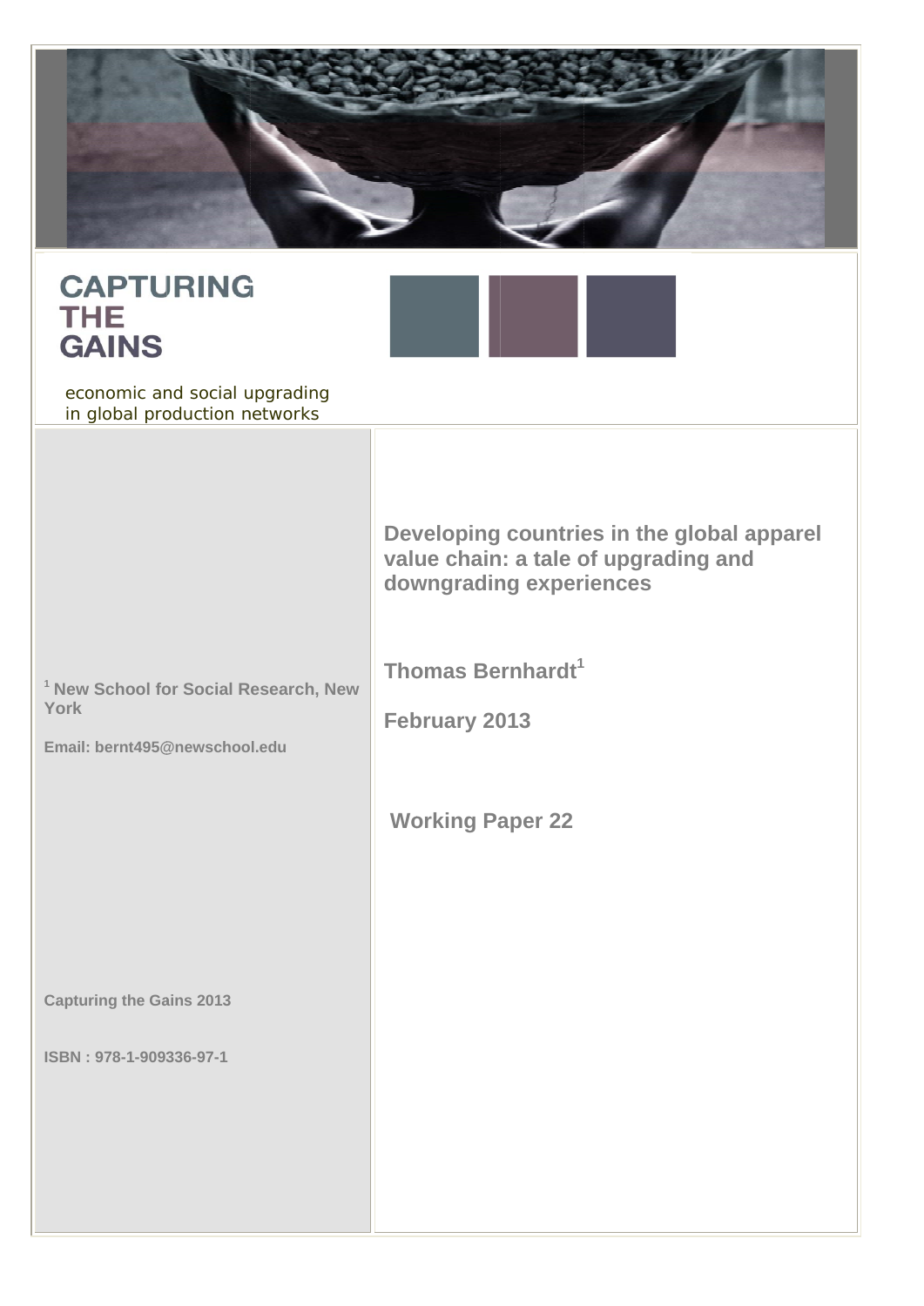# CAPTURING THE GAINS

economic and social upgrading in global production networks

## Developing countries in the global apparel value chain: a tale of upgrading and downgrading experiences

**Thomas Bernhardt**[1]

**February 2013**

**Working Paper 22**

[1] **New School for Social Research, New York**

**Email: bernt495@newschool.edu**

**Capturing the Gains 2013**

**ISBN : 978-1-909336-97-1**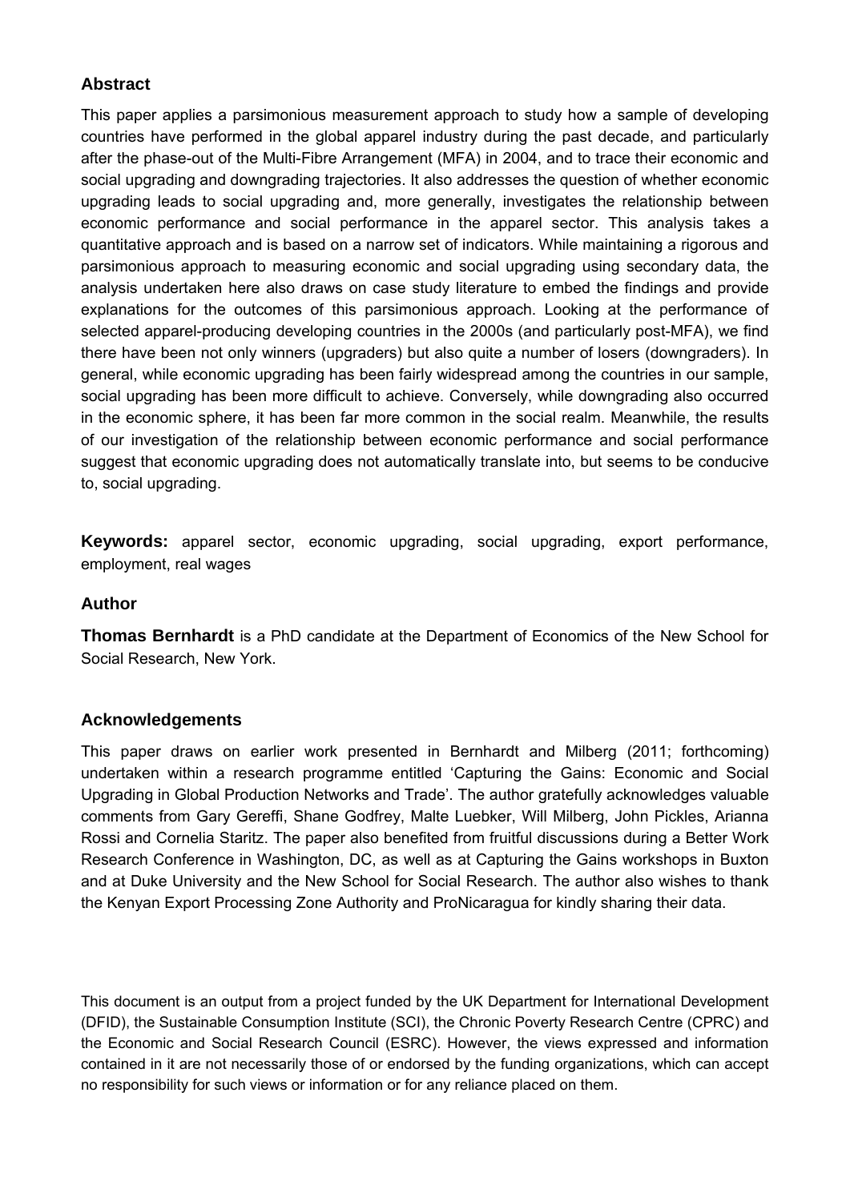## Abstract

This paper applies a parsimonious measurement approach to study how a sample of developing countries have performed in the global apparel industry during the past decade, and particularly after the phase-out of the Multi-Fibre Arrangement (MFA) in 2004, and to trace their economic and social upgrading and downgrading trajectories. It also addresses the question of whether economic upgrading leads to social upgrading and, more generally, investigates the relationship between economic performance and social performance in the apparel sector. This analysis takes a quantitative approach and is based on a narrow set of indicators. While maintaining a rigorous and parsimonious approach to measuring economic and social upgrading using secondary data, the analysis undertaken here also draws on case study literature to embed the findings and provide explanations for the outcomes of this parsimonious approach. Looking at the performance of selected apparel-producing developing countries in the 2000s (and particularly post-MFA), we find there have been not only winners (upgraders) but also quite a number of losers (downgraders). In general, while economic upgrading has been fairly widespread among the countries in our sample, social upgrading has been more difficult to achieve. Conversely, while downgrading also occurred in the economic sphere, it has been far more common in the social realm. Meanwhile, the results of our investigation of the relationship between economic performance and social performance suggest that economic upgrading does not automatically translate into, but seems to be conducive to, social upgrading.

**Keywords:** apparel sector, economic upgrading, social upgrading, export performance, employment, real wages

## Author

**Thomas Bernhardt** is a PhD candidate at the Department of Economics of the New School for Social Research, New York.

## Acknowledgements

This paper draws on earlier work presented in Bernhardt and Milberg (2011; forthcoming) undertaken within a research programme entitled 'Capturing the Gains: Economic and Social Upgrading in Global Production Networks and Trade'. The author gratefully acknowledges valuable comments from Gary Gereffi, Shane Godfrey, Malte Luebker, Will Milberg, John Pickles, Arianna Rossi and Cornelia Staritz. The paper also benefited from fruitful discussions during a Better Work Research Conference in Washington, DC, as well as at Capturing the Gains workshops in Buxton and at Duke University and the New School for Social Research. The author also wishes to thank the Kenyan Export Processing Zone Authority and ProNicaragua for kindly sharing their data.

This document is an output from a project funded by the UK Department for International Development (DFID), the Sustainable Consumption Institute (SCI), the Chronic Poverty Research Centre (CPRC) and the Economic and Social Research Council (ESRC). However, the views expressed and information contained in it are not necessarily those of or endorsed by the funding organizations, which can accept no responsibility for such views or information or for any reliance placed on them.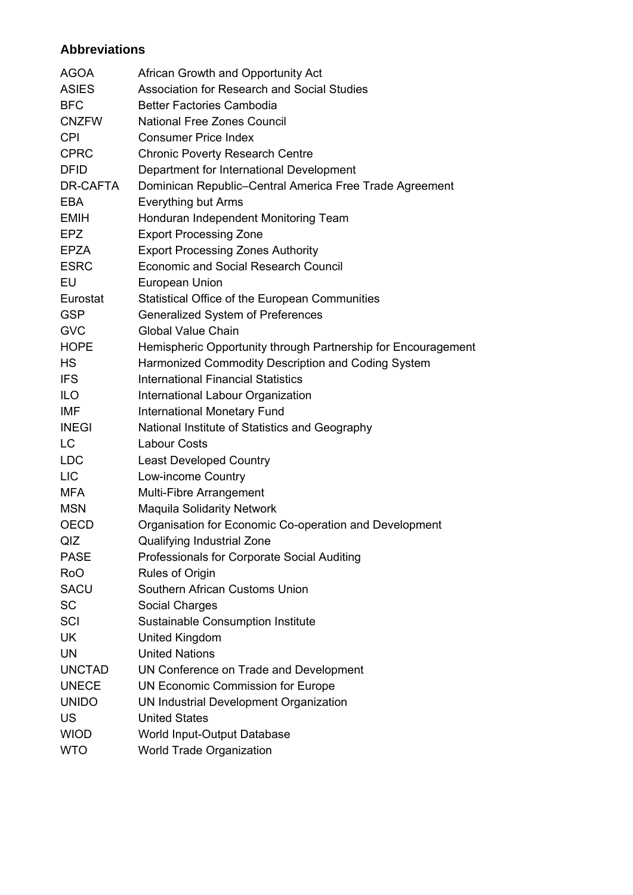## Abbreviations

| | |
|---|---|
| AGOA | African Growth and Opportunity Act |
| ASIES | Association for Research and Social Studies |
| BFC | Better Factories Cambodia |
| CNZFW | National Free Zones Council |
| CPI | Consumer Price Index |
| CPRC | Chronic Poverty Research Centre |
| DFID | Department for International Development |
| DR-CAFTA | Dominican Republic–Central America Free Trade Agreement |
| EBA | Everything but Arms |
| EMIH | Honduran Independent Monitoring Team |
| EPZ | Export Processing Zone |
| EPZA | Export Processing Zones Authority |
| ESRC | Economic and Social Research Council |
| EU | European Union |
| Eurostat | Statistical Office of the European Communities |
| GSP | Generalized System of Preferences |
| GVC | Global Value Chain |
| HOPE | Hemispheric Opportunity through Partnership for Encouragement |
| HS | Harmonized Commodity Description and Coding System |
| IFS | International Financial Statistics |
| ILO | International Labour Organization |
| IMF | International Monetary Fund |
| INEGI | National Institute of Statistics and Geography |
| LC | Labour Costs |
| LDC | Least Developed Country |
| LIC | Low-income Country |
| MFA | Multi-Fibre Arrangement |
| MSN | Maquila Solidarity Network |
| OECD | Organisation for Economic Co-operation and Development |
| QIZ | Qualifying Industrial Zone |
| PASE | Professionals for Corporate Social Auditing |
| RoO | Rules of Origin |
| SACU | Southern African Customs Union |
| SC | Social Charges |
| SCI | Sustainable Consumption Institute |
| UK | United Kingdom |
| UN | United Nations |
| UNCTAD | UN Conference on Trade and Development |
| UNECE | UN Economic Commission for Europe |
| UNIDO | UN Industrial Development Organization |
| US | United States |
| WIOD | World Input-Output Database |
| WTO | World Trade Organization |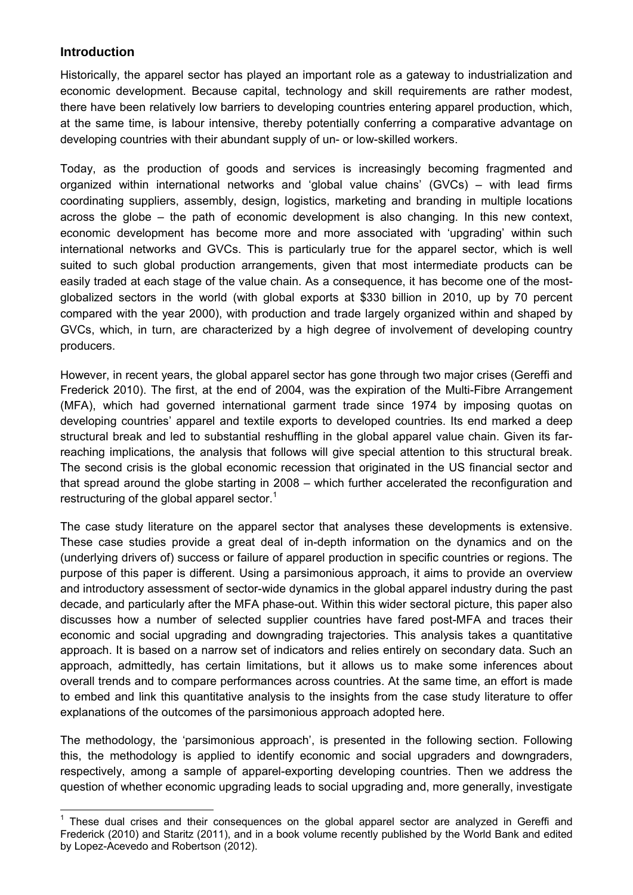## Introduction

Historically, the apparel sector has played an important role as a gateway to industrialization and economic development. Because capital, technology and skill requirements are rather modest, there have been relatively low barriers to developing countries entering apparel production, which, at the same time, is labour intensive, thereby potentially conferring a comparative advantage on developing countries with their abundant supply of un- or low-skilled workers.

Today, as the production of goods and services is increasingly becoming fragmented and organized within international networks and 'global value chains' (GVCs) – with lead firms coordinating suppliers, assembly, design, logistics, marketing and branding in multiple locations across the globe – the path of economic development is also changing. In this new context, economic development has become more and more associated with 'upgrading' within such international networks and GVCs. This is particularly true for the apparel sector, which is well suited to such global production arrangements, given that most intermediate products can be easily traded at each stage of the value chain. As a consequence, it has become one of the most-globalized sectors in the world (with global exports at \$330 billion in 2010, up by 70 percent compared with the year 2000), with production and trade largely organized within and shaped by GVCs, which, in turn, are characterized by a high degree of involvement of developing country producers.

However, in recent years, the global apparel sector has gone through two major crises (Gereffi and Frederick 2010). The first, at the end of 2004, was the expiration of the Multi-Fibre Arrangement (MFA), which had governed international garment trade since 1974 by imposing quotas on developing countries' apparel and textile exports to developed countries. Its end marked a deep structural break and led to substantial reshuffling in the global apparel value chain. Given its far-reaching implications, the analysis that follows will give special attention to this structural break. The second crisis is the global economic recession that originated in the US financial sector and that spread around the globe starting in 2008 – which further accelerated the reconfiguration and restructuring of the global apparel sector.[1]

The case study literature on the apparel sector that analyses these developments is extensive. These case studies provide a great deal of in-depth information on the dynamics and on the (underlying drivers of) success or failure of apparel production in specific countries or regions. The purpose of this paper is different. Using a parsimonious approach, it aims to provide an overview and introductory assessment of sector-wide dynamics in the global apparel industry during the past decade, and particularly after the MFA phase-out. Within this wider sectoral picture, this paper also discusses how a number of selected supplier countries have fared post-MFA and traces their economic and social upgrading and downgrading trajectories. This analysis takes a quantitative approach. It is based on a narrow set of indicators and relies entirely on secondary data. Such an approach, admittedly, has certain limitations, but it allows us to make some inferences about overall trends and to compare performances across countries. At the same time, an effort is made to embed and link this quantitative analysis to the insights from the case study literature to offer explanations of the outcomes of the parsimonious approach adopted here.

The methodology, the 'parsimonious approach', is presented in the following section. Following this, the methodology is applied to identify economic and social upgraders and downgraders, respectively, among a sample of apparel-exporting developing countries. Then we address the question of whether economic upgrading leads to social upgrading and, more generally, investigate

---

[1] These dual crises and their consequences on the global apparel sector are analyzed in Gereffi and Frederick (2010) and Staritz (2011), and in a book volume recently published by the World Bank and edited by Lopez-Acevedo and Robertson (2012).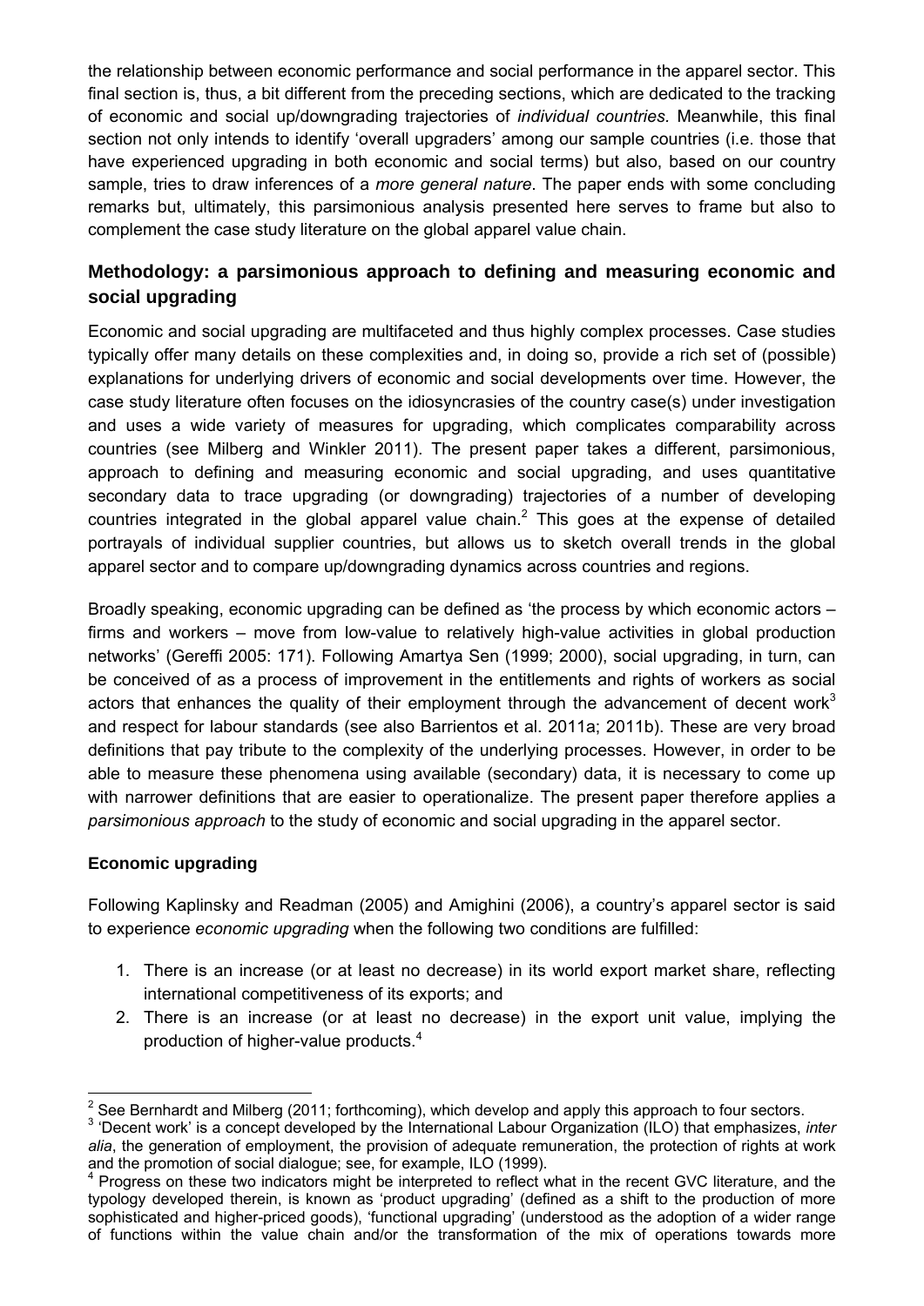the relationship between economic performance and social performance in the apparel sector. This final section is, thus, a bit different from the preceding sections, which are dedicated to the tracking of economic and social up/downgrading trajectories of *individual countries*. Meanwhile, this final section not only intends to identify 'overall upgraders' among our sample countries (i.e. those that have experienced upgrading in both economic and social terms) but also, based on our country sample, tries to draw inferences of a *more general nature*. The paper ends with some concluding remarks but, ultimately, this parsimonious analysis presented here serves to frame but also to complement the case study literature on the global apparel value chain.

## Methodology: a parsimonious approach to defining and measuring economic and social upgrading

Economic and social upgrading are multifaceted and thus highly complex processes. Case studies typically offer many details on these complexities and, in doing so, provide a rich set of (possible) explanations for underlying drivers of economic and social developments over time. However, the case study literature often focuses on the idiosyncrasies of the country case(s) under investigation and uses a wide variety of measures for upgrading, which complicates comparability across countries (see Milberg and Winkler 2011). The present paper takes a different, parsimonious, approach to defining and measuring economic and social upgrading, and uses quantitative secondary data to trace upgrading (or downgrading) trajectories of a number of developing countries integrated in the global apparel value chain.[2] This goes at the expense of detailed portrayals of individual supplier countries, but allows us to sketch overall trends in the global apparel sector and to compare up/downgrading dynamics across countries and regions.

Broadly speaking, economic upgrading can be defined as 'the process by which economic actors – firms and workers – move from low-value to relatively high-value activities in global production networks' (Gereffi 2005: 171). Following Amartya Sen (1999; 2000), social upgrading, in turn, can be conceived of as a process of improvement in the entitlements and rights of workers as social actors that enhances the quality of their employment through the advancement of decent work[3] and respect for labour standards (see also Barrientos et al. 2011a; 2011b). These are very broad definitions that pay tribute to the complexity of the underlying processes. However, in order to be able to measure these phenomena using available (secondary) data, it is necessary to come up with narrower definitions that are easier to operationalize. The present paper therefore applies a *parsimonious approach* to the study of economic and social upgrading in the apparel sector.

### Economic upgrading

Following Kaplinsky and Readman (2005) and Amighini (2006), a country's apparel sector is said to experience *economic upgrading* when the following two conditions are fulfilled:

1. There is an increase (or at least no decrease) in its world export market share, reflecting international competitiveness of its exports; and
2. There is an increase (or at least no decrease) in the export unit value, implying the production of higher-value products.[4]

---

[2] See Bernhardt and Milberg (2011; forthcoming), which develop and apply this approach to four sectors.

[3] 'Decent work' is a concept developed by the International Labour Organization (ILO) that emphasizes, *inter alia*, the generation of employment, the provision of adequate remuneration, the protection of rights at work and the promotion of social dialogue; see, for example, ILO (1999).

[4] Progress on these two indicators might be interpreted to reflect what in the recent GVC literature, and the typology developed therein, is known as 'product upgrading' (defined as a shift to the production of more sophisticated and higher-priced goods), 'functional upgrading' (understood as the adoption of a wider range of functions within the value chain and/or the transformation of the mix of operations towards more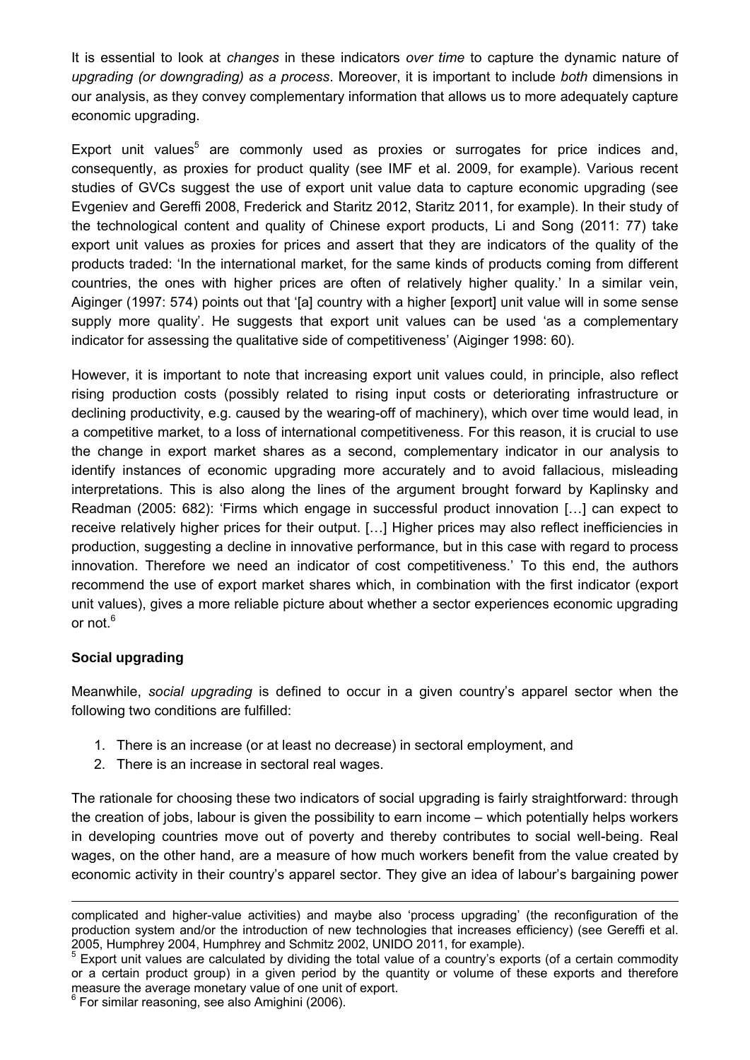It is essential to look at *changes* in these indicators *over time* to capture the dynamic nature of *upgrading (or downgrading) as a process*. Moreover, it is important to include *both* dimensions in our analysis, as they convey complementary information that allows us to more adequately capture economic upgrading.

Export unit values[5] are commonly used as proxies or surrogates for price indices and, consequently, as proxies for product quality (see IMF et al. 2009, for example). Various recent studies of GVCs suggest the use of export unit value data to capture economic upgrading (see Evgeniev and Gereffi 2008, Frederick and Staritz 2012, Staritz 2011, for example). In their study of the technological content and quality of Chinese export products, Li and Song (2011: 77) take export unit values as proxies for prices and assert that they are indicators of the quality of the products traded: 'In the international market, for the same kinds of products coming from different countries, the ones with higher prices are often of relatively higher quality.' In a similar vein, Aiginger (1997: 574) points out that '[a] country with a higher [export] unit value will in some sense supply more quality'. He suggests that export unit values can be used 'as a complementary indicator for assessing the qualitative side of competitiveness' (Aiginger 1998: 60).

However, it is important to note that increasing export unit values could, in principle, also reflect rising production costs (possibly related to rising input costs or deteriorating infrastructure or declining productivity, e.g. caused by the wearing-off of machinery), which over time would lead, in a competitive market, to a loss of international competitiveness. For this reason, it is crucial to use the change in export market shares as a second, complementary indicator in our analysis to identify instances of economic upgrading more accurately and to avoid fallacious, misleading interpretations. This is also along the lines of the argument brought forward by Kaplinsky and Readman (2005: 682): 'Firms which engage in successful product innovation […] can expect to receive relatively higher prices for their output. […] Higher prices may also reflect inefficiencies in production, suggesting a decline in innovative performance, but in this case with regard to process innovation. Therefore we need an indicator of cost competitiveness.' To this end, the authors recommend the use of export market shares which, in combination with the first indicator (export unit values), gives a more reliable picture about whether a sector experiences economic upgrading or not.[6]

### Social upgrading

Meanwhile, *social upgrading* is defined to occur in a given country's apparel sector when the following two conditions are fulfilled:

1. There is an increase (or at least no decrease) in sectoral employment, and
2. There is an increase in sectoral real wages.

The rationale for choosing these two indicators of social upgrading is fairly straightforward: through the creation of jobs, labour is given the possibility to earn income – which potentially helps workers in developing countries move out of poverty and thereby contributes to social well-being. Real wages, on the other hand, are a measure of how much workers benefit from the value created by economic activity in their country's apparel sector. They give an idea of labour's bargaining power

---

complicated and higher-value activities) and maybe also 'process upgrading' (the reconfiguration of the production system and/or the introduction of new technologies that increases efficiency) (see Gereffi et al. 2005, Humphrey 2004, Humphrey and Schmitz 2002, UNIDO 2011, for example).

[5] Export unit values are calculated by dividing the total value of a country's exports (of a certain commodity or a certain product group) in a given period by the quantity or volume of these exports and therefore measure the average monetary value of one unit of export.

[6] For similar reasoning, see also Amighini (2006).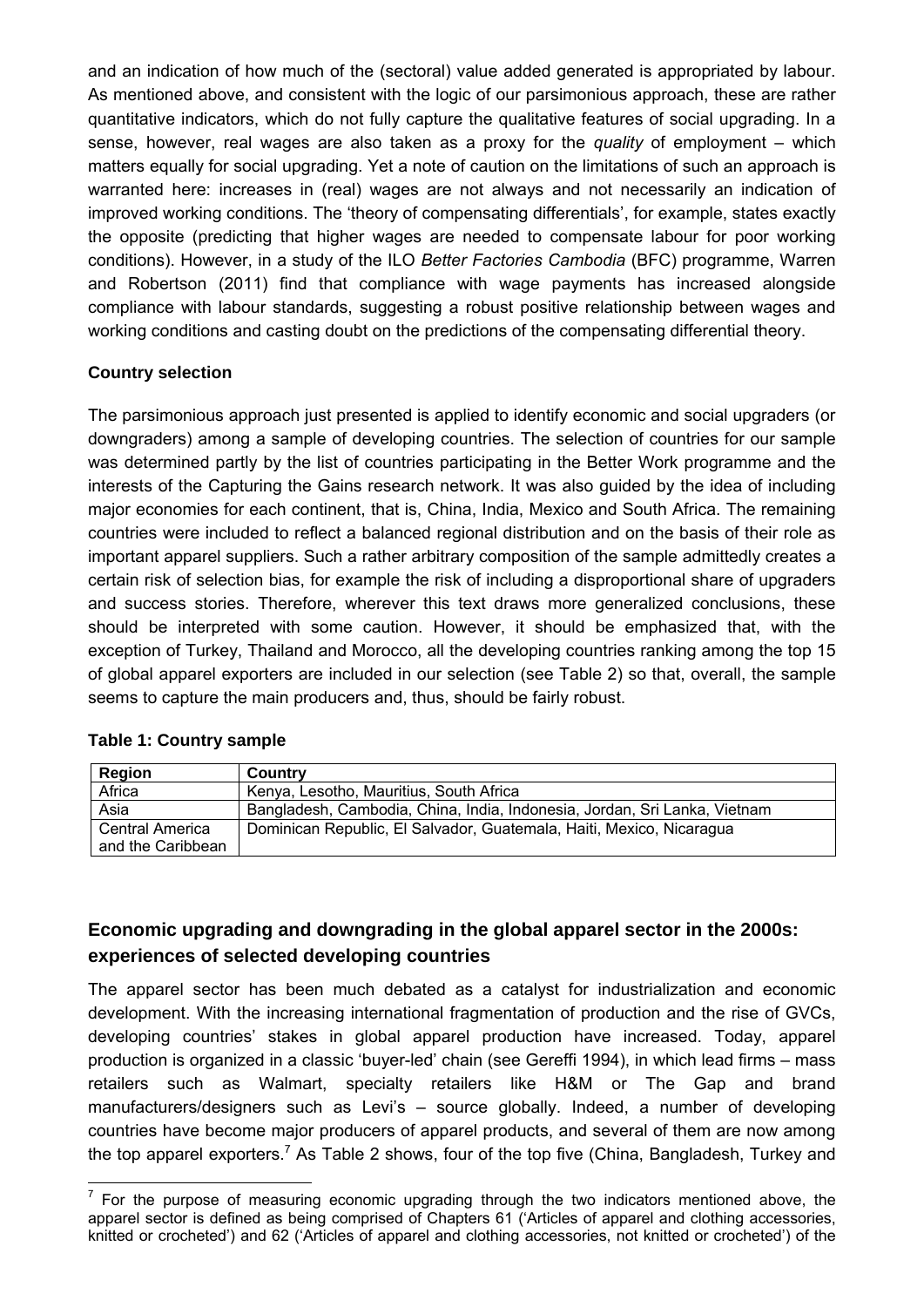and an indication of how much of the (sectoral) value added generated is appropriated by labour. As mentioned above, and consistent with the logic of our parsimonious approach, these are rather quantitative indicators, which do not fully capture the qualitative features of social upgrading. In a sense, however, real wages are also taken as a proxy for the *quality* of employment – which matters equally for social upgrading. Yet a note of caution on the limitations of such an approach is warranted here: increases in (real) wages are not always and not necessarily an indication of improved working conditions. The 'theory of compensating differentials', for example, states exactly the opposite (predicting that higher wages are needed to compensate labour for poor working conditions). However, in a study of the ILO *Better Factories Cambodia* (BFC) programme, Warren and Robertson (2011) find that compliance with wage payments has increased alongside compliance with labour standards, suggesting a robust positive relationship between wages and working conditions and casting doubt on the predictions of the compensating differential theory.

**Country selection**

The parsimonious approach just presented is applied to identify economic and social upgraders (or downgraders) among a sample of developing countries. The selection of countries for our sample was determined partly by the list of countries participating in the Better Work programme and the interests of the Capturing the Gains research network. It was also guided by the idea of including major economies for each continent, that is, China, India, Mexico and South Africa. The remaining countries were included to reflect a balanced regional distribution and on the basis of their role as important apparel suppliers. Such a rather arbitrary composition of the sample admittedly creates a certain risk of selection bias, for example the risk of including a disproportional share of upgraders and success stories. Therefore, wherever this text draws more generalized conclusions, these should be interpreted with some caution. However, it should be emphasized that, with the exception of Turkey, Thailand and Morocco, all the developing countries ranking among the top 15 of global apparel exporters are included in our selection (see Table 2) so that, overall, the sample seems to capture the main producers and, thus, should be fairly robust.

**Table 1: Country sample**

| Region | Country |
|---|---|
| Africa | Kenya, Lesotho, Mauritius, South Africa |
| Asia | Bangladesh, Cambodia, China, India, Indonesia, Jordan, Sri Lanka, Vietnam |
| Central America and the Caribbean | Dominican Republic, El Salvador, Guatemala, Haiti, Mexico, Nicaragua |

## Economic upgrading and downgrading in the global apparel sector in the 2000s: experiences of selected developing countries

The apparel sector has been much debated as a catalyst for industrialization and economic development. With the increasing international fragmentation of production and the rise of GVCs, developing countries' stakes in global apparel production have increased. Today, apparel production is organized in a classic 'buyer-led' chain (see Gereffi 1994), in which lead firms – mass retailers such as Walmart, specialty retailers like H&M or The Gap and brand manufacturers/designers such as Levi's – source globally. Indeed, a number of developing countries have become major producers of apparel products, and several of them are now among the top apparel exporters.[7] As Table 2 shows, four of the top five (China, Bangladesh, Turkey and

[7] For the purpose of measuring economic upgrading through the two indicators mentioned above, the apparel sector is defined as being comprised of Chapters 61 ('Articles of apparel and clothing accessories, knitted or crocheted') and 62 ('Articles of apparel and clothing accessories, not knitted or crocheted') of the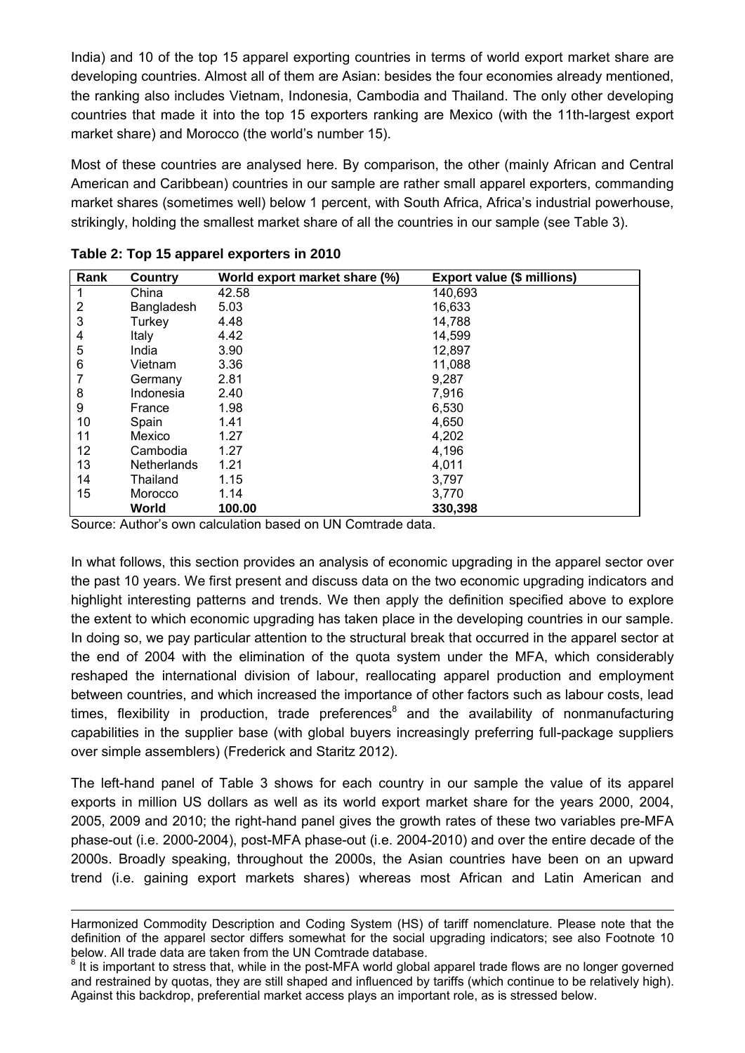India) and 10 of the top 15 apparel exporting countries in terms of world export market share are developing countries. Almost all of them are Asian: besides the four economies already mentioned, the ranking also includes Vietnam, Indonesia, Cambodia and Thailand. The only other developing countries that made it into the top 15 exporters ranking are Mexico (with the 11th-largest export market share) and Morocco (the world's number 15).

Most of these countries are analysed here. By comparison, the other (mainly African and Central American and Caribbean) countries in our sample are rather small apparel exporters, commanding market shares (sometimes well) below 1 percent, with South Africa, Africa's industrial powerhouse, strikingly, holding the smallest market share of all the countries in our sample (see Table 3).

**Table 2: Top 15 apparel exporters in 2010**

| Rank | Country | World export market share (%) | Export value ($ millions) |
|---|---|---|---|
| 1 | China | 42.58 | 140,693 |
| 2 | Bangladesh | 5.03 | 16,633 |
| 3 | Turkey | 4.48 | 14,788 |
| 4 | Italy | 4.42 | 14,599 |
| 5 | India | 3.90 | 12,897 |
| 6 | Vietnam | 3.36 | 11,088 |
| 7 | Germany | 2.81 | 9,287 |
| 8 | Indonesia | 2.40 | 7,916 |
| 9 | France | 1.98 | 6,530 |
| 10 | Spain | 1.41 | 4,650 |
| 11 | Mexico | 1.27 | 4,202 |
| 12 | Cambodia | 1.27 | 4,196 |
| 13 | Netherlands | 1.21 | 4,011 |
| 14 | Thailand | 1.15 | 3,797 |
| 15 | Morocco | 1.14 | 3,770 |
| | **World** | **100.00** | **330,398** |

Source: Author's own calculation based on UN Comtrade data.

In what follows, this section provides an analysis of economic upgrading in the apparel sector over the past 10 years. We first present and discuss data on the two economic upgrading indicators and highlight interesting patterns and trends. We then apply the definition specified above to explore the extent to which economic upgrading has taken place in the developing countries in our sample. In doing so, we pay particular attention to the structural break that occurred in the apparel sector at the end of 2004 with the elimination of the quota system under the MFA, which considerably reshaped the international division of labour, reallocating apparel production and employment between countries, and which increased the importance of other factors such as labour costs, lead times, flexibility in production, trade preferences[8] and the availability of nonmanufacturing capabilities in the supplier base (with global buyers increasingly preferring full-package suppliers over simple assemblers) (Frederick and Staritz 2012).

The left-hand panel of Table 3 shows for each country in our sample the value of its apparel exports in million US dollars as well as its world export market share for the years 2000, 2004, 2005, 2009 and 2010; the right-hand panel gives the growth rates of these two variables pre-MFA phase-out (i.e. 2000-2004), post-MFA phase-out (i.e. 2004-2010) and over the entire decade of the 2000s. Broadly speaking, throughout the 2000s, the Asian countries have been on an upward trend (i.e. gaining export markets shares) whereas most African and Latin American and

---

Harmonized Commodity Description and Coding System (HS) of tariff nomenclature. Please note that the definition of the apparel sector differs somewhat for the social upgrading indicators; see also Footnote 10 below. All trade data are taken from the UN Comtrade database.

[8] It is important to stress that, while in the post-MFA world global apparel trade flows are no longer governed and restrained by quotas, they are still shaped and influenced by tariffs (which continue to be relatively high). Against this backdrop, preferential market access plays an important role, as is stressed below.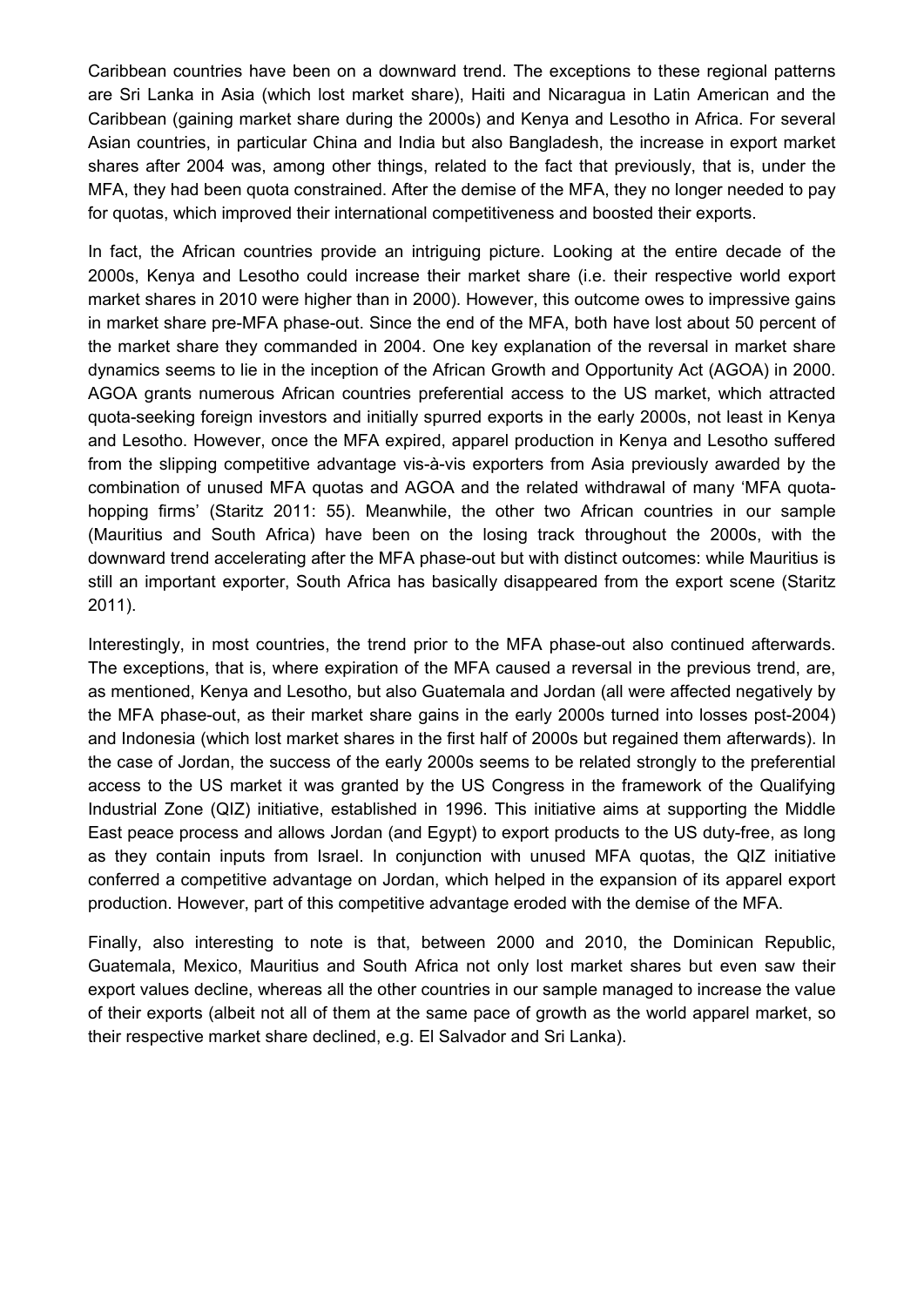Caribbean countries have been on a downward trend. The exceptions to these regional patterns are Sri Lanka in Asia (which lost market share), Haiti and Nicaragua in Latin American and the Caribbean (gaining market share during the 2000s) and Kenya and Lesotho in Africa. For several Asian countries, in particular China and India but also Bangladesh, the increase in export market shares after 2004 was, among other things, related to the fact that previously, that is, under the MFA, they had been quota constrained. After the demise of the MFA, they no longer needed to pay for quotas, which improved their international competitiveness and boosted their exports.

In fact, the African countries provide an intriguing picture. Looking at the entire decade of the 2000s, Kenya and Lesotho could increase their market share (i.e. their respective world export market shares in 2010 were higher than in 2000). However, this outcome owes to impressive gains in market share pre-MFA phase-out. Since the end of the MFA, both have lost about 50 percent of the market share they commanded in 2004. One key explanation of the reversal in market share dynamics seems to lie in the inception of the African Growth and Opportunity Act (AGOA) in 2000. AGOA grants numerous African countries preferential access to the US market, which attracted quota-seeking foreign investors and initially spurred exports in the early 2000s, not least in Kenya and Lesotho. However, once the MFA expired, apparel production in Kenya and Lesotho suffered from the slipping competitive advantage vis-à-vis exporters from Asia previously awarded by the combination of unused MFA quotas and AGOA and the related withdrawal of many 'MFA quota-hopping firms' (Staritz 2011: 55). Meanwhile, the other two African countries in our sample (Mauritius and South Africa) have been on the losing track throughout the 2000s, with the downward trend accelerating after the MFA phase-out but with distinct outcomes: while Mauritius is still an important exporter, South Africa has basically disappeared from the export scene (Staritz 2011).

Interestingly, in most countries, the trend prior to the MFA phase-out also continued afterwards. The exceptions, that is, where expiration of the MFA caused a reversal in the previous trend, are, as mentioned, Kenya and Lesotho, but also Guatemala and Jordan (all were affected negatively by the MFA phase-out, as their market share gains in the early 2000s turned into losses post-2004) and Indonesia (which lost market shares in the first half of 2000s but regained them afterwards). In the case of Jordan, the success of the early 2000s seems to be related strongly to the preferential access to the US market it was granted by the US Congress in the framework of the Qualifying Industrial Zone (QIZ) initiative, established in 1996. This initiative aims at supporting the Middle East peace process and allows Jordan (and Egypt) to export products to the US duty-free, as long as they contain inputs from Israel. In conjunction with unused MFA quotas, the QIZ initiative conferred a competitive advantage on Jordan, which helped in the expansion of its apparel export production. However, part of this competitive advantage eroded with the demise of the MFA.

Finally, also interesting to note is that, between 2000 and 2010, the Dominican Republic, Guatemala, Mexico, Mauritius and South Africa not only lost market shares but even saw their export values decline, whereas all the other countries in our sample managed to increase the value of their exports (albeit not all of them at the same pace of growth as the world apparel market, so their respective market share declined, e.g. El Salvador and Sri Lanka).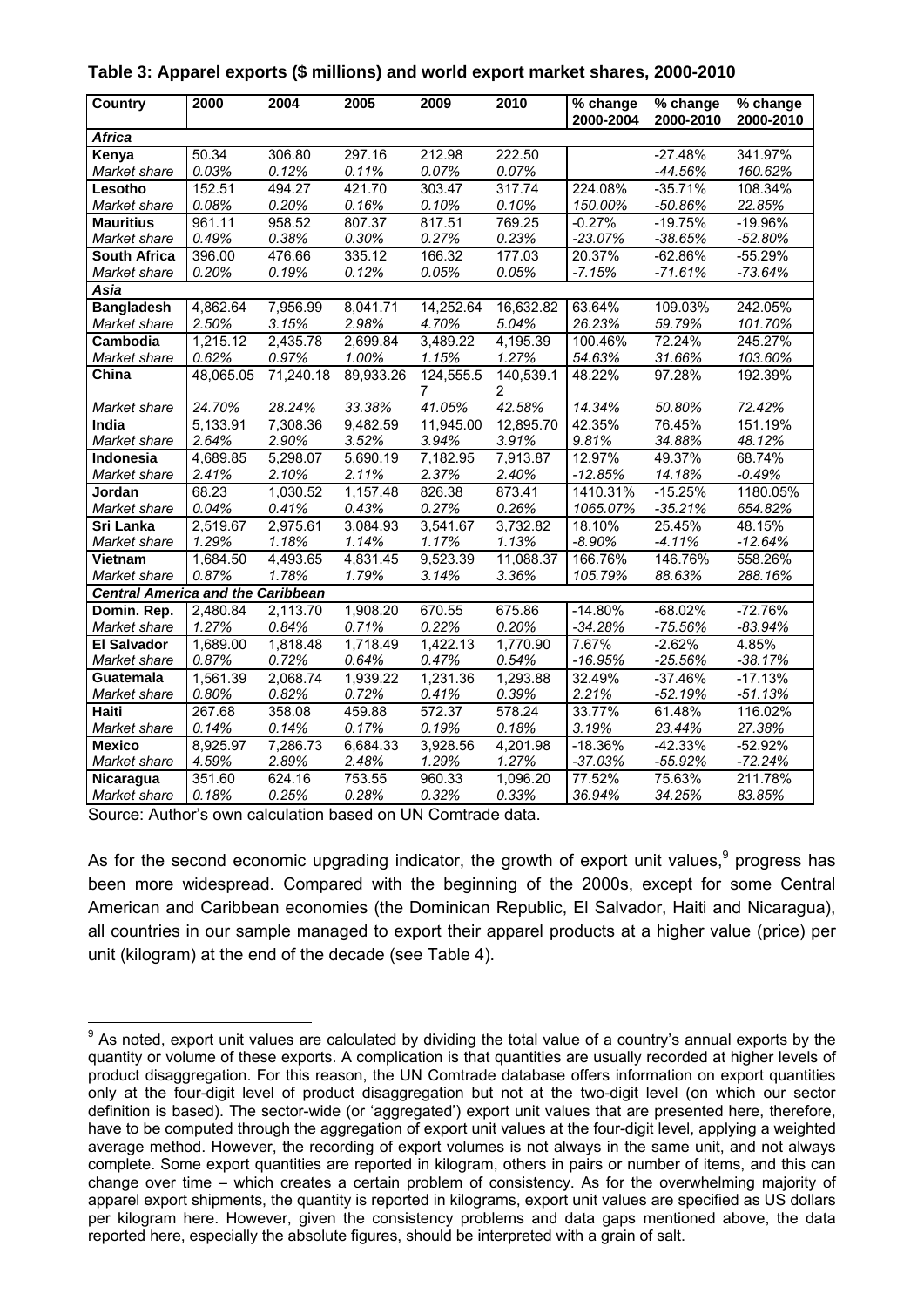**Table 3: Apparel exports ($ millions) and world export market shares, 2000-2010**

| Country | 2000 | 2004 | 2005 | 2009 | 2010 | % change 2000-2004 | % change 2000-2010 | % change 2000-2010 |
|---|---|---|---|---|---|---|---|---|
| ***Africa*** | | | | | | | | |
| **Kenya** | 50.34 | 306.80 | 297.16 | 212.98 | 222.50 | | -27.48% | 341.97% |
| *Market share* | *0.03%* | *0.12%* | *0.11%* | *0.07%* | *0.07%* | | *-44.56%* | *160.62%* |
| **Lesotho** | 152.51 | 494.27 | 421.70 | 303.47 | 317.74 | 224.08% | -35.71% | 108.34% |
| *Market share* | *0.08%* | *0.20%* | *0.16%* | *0.10%* | *0.10%* | *150.00%* | *-50.86%* | *22.85%* |
| **Mauritius** | 961.11 | 958.52 | 807.37 | 817.51 | 769.25 | -0.27% | -19.75% | -19.96% |
| *Market share* | *0.49%* | *0.38%* | *0.30%* | *0.27%* | *0.23%* | *-23.07%* | *-38.65%* | *-52.80%* |
| **South Africa** | 396.00 | 476.66 | 335.12 | 166.32 | 177.03 | 20.37% | -62.86% | -55.29% |
| *Market share* | *0.20%* | *0.19%* | *0.12%* | *0.05%* | *0.05%* | *-7.15%* | *-71.61%* | *-73.64%* |
| ***Asia*** | | | | | | | | |
| **Bangladesh** | 4,862.64 | 7,956.99 | 8,041.71 | 14,252.64 | 16,632.82 | 63.64% | 109.03% | 242.05% |
| *Market share* | *2.50%* | *3.15%* | *2.98%* | *4.70%* | *5.04%* | *26.23%* | *59.79%* | *101.70%* |
| **Cambodia** | 1,215.12 | 2,435.78 | 2,699.84 | 3,489.22 | 4,195.39 | 100.46% | 72.24% | 245.27% |
| *Market share* | *0.62%* | *0.97%* | *1.00%* | *1.15%* | *1.27%* | *54.63%* | *31.66%* | *103.60%* |
| **China** | 48,065.05 | 71,240.18 | 89,933.26 | 124,555.57 | 140,539.12 | 48.22% | 97.28% | 192.39% |
| *Market share* | *24.70%* | *28.24%* | *33.38%* | *41.05%* | *42.58%* | *14.34%* | *50.80%* | *72.42%* |
| **India** | 5,133.91 | 7,308.36 | 9,482.59 | 11,945.00 | 12,895.70 | 42.35% | 76.45% | 151.19% |
| *Market share* | *2.64%* | *2.90%* | *3.52%* | *3.94%* | *3.91%* | *9.81%* | *34.88%* | *48.12%* |
| **Indonesia** | 4,689.85 | 5,298.07 | 5,690.19 | 7,182.95 | 7,913.87 | 12.97% | 49.37% | 68.74% |
| *Market share* | *2.41%* | *2.10%* | *2.11%* | *2.37%* | *2.40%* | *-12.85%* | *14.18%* | *-0.49%* |
| **Jordan** | 68.23 | 1,030.52 | 1,157.48 | 826.38 | 873.41 | 1410.31% | -15.25% | 1180.05% |
| *Market share* | *0.04%* | *0.41%* | *0.43%* | *0.27%* | *0.26%* | *1065.07%* | *-35.21%* | *654.82%* |
| **Sri Lanka** | 2,519.67 | 2,975.61 | 3,084.93 | 3,541.67 | 3,732.82 | 18.10% | 25.45% | 48.15% |
| *Market share* | *1.29%* | *1.18%* | *1.14%* | *1.17%* | *1.13%* | *-8.90%* | *-4.11%* | *-12.64%* |
| **Vietnam** | 1,684.50 | 4,493.65 | 4,831.45 | 9,523.39 | 11,088.37 | 166.76% | 146.76% | 558.26% |
| *Market share* | *0.87%* | *1.78%* | *1.79%* | *3.14%* | *3.36%* | *105.79%* | *88.63%* | *288.16%* |
| ***Central America and the Caribbean*** | | | | | | | | |
| **Domin. Rep.** | 2,480.84 | 2,113.70 | 1,908.20 | 670.55 | 675.86 | -14.80% | -68.02% | -72.76% |
| *Market share* | *1.27%* | *0.84%* | *0.71%* | *0.22%* | *0.20%* | *-34.28%* | *-75.56%* | *-83.94%* |
| **El Salvador** | 1,689.00 | 1,818.48 | 1,718.49 | 1,422.13 | 1,770.90 | 7.67% | -2.62% | 4.85% |
| *Market share* | *0.87%* | *0.72%* | *0.64%* | *0.47%* | *0.54%* | *-16.95%* | *-25.56%* | *-38.17%* |
| **Guatemala** | 1,561.39 | 2,068.74 | 1,939.22 | 1,231.36 | 1,293.88 | 32.49% | -37.46% | -17.13% |
| *Market share* | *0.80%* | *0.82%* | *0.72%* | *0.41%* | *0.39%* | *2.21%* | *-52.19%* | *-51.13%* |
| **Haiti** | 267.68 | 358.08 | 459.88 | 572.37 | 578.24 | 33.77% | 61.48% | 116.02% |
| *Market share* | *0.14%* | *0.14%* | *0.17%* | *0.19%* | *0.18%* | *3.19%* | *23.44%* | *27.38%* |
| **Mexico** | 8,925.97 | 7,286.73 | 6,684.33 | 3,928.56 | 4,201.98 | -18.36% | -42.33% | -52.92% |
| *Market share* | *4.59%* | *2.89%* | *2.48%* | *1.29%* | *1.27%* | *-37.03%* | *-55.92%* | *-72.24%* |
| **Nicaragua** | 351.60 | 624.16 | 753.55 | 960.33 | 1,096.20 | 77.52% | 75.63% | 211.78% |
| *Market share* | *0.18%* | *0.25%* | *0.28%* | *0.32%* | *0.33%* | *36.94%* | *34.25%* | *83.85%* |

Source: Author's own calculation based on UN Comtrade data.

As for the second economic upgrading indicator, the growth of export unit values,[9] progress has been more widespread. Compared with the beginning of the 2000s, except for some Central American and Caribbean economies (the Dominican Republic, El Salvador, Haiti and Nicaragua), all countries in our sample managed to export their apparel products at a higher value (price) per unit (kilogram) at the end of the decade (see Table 4).

[9] As noted, export unit values are calculated by dividing the total value of a country's annual exports by the quantity or volume of these exports. A complication is that quantities are usually recorded at higher levels of product disaggregation. For this reason, the UN Comtrade database offers information on export quantities only at the four-digit level of product disaggregation but not at the two-digit level (on which our sector definition is based). The sector-wide (or 'aggregated') export unit values that are presented here, therefore, have to be computed through the aggregation of export unit values at the four-digit level, applying a weighted average method. However, the recording of export volumes is not always in the same unit, and not always complete. Some export quantities are reported in kilogram, others in pairs or number of items, and this can change over time – which creates a certain problem of consistency. As for the overwhelming majority of apparel export shipments, the quantity is reported in kilograms, export unit values are specified as US dollars per kilogram here. However, given the consistency problems and data gaps mentioned above, the data reported here, especially the absolute figures, should be interpreted with a grain of salt.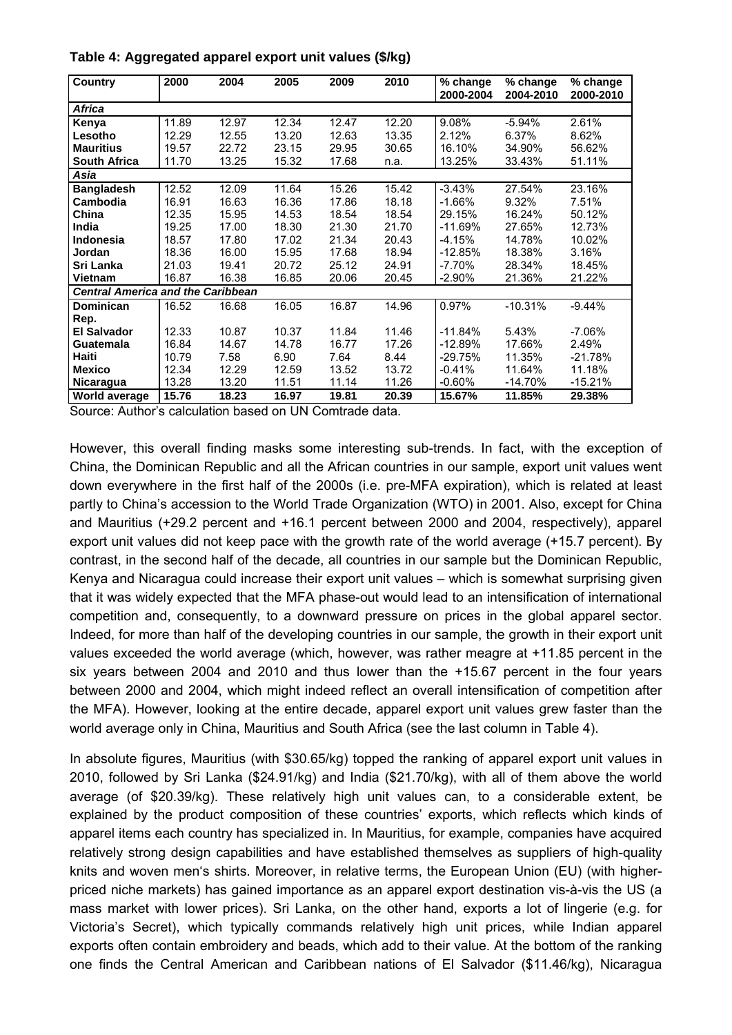**Table 4: Aggregated apparel export unit values ($/kg)**

| Country | 2000 | 2004 | 2005 | 2009 | 2010 | % change 2000-2004 | % change 2004-2010 | % change 2000-2010 |
|---|---|---|---|---|---|---|---|---|
| *Africa* | | | | | | | | |
| **Kenya** | 11.89 | 12.97 | 12.34 | 12.47 | 12.20 | 9.08% | -5.94% | 2.61% |
| **Lesotho** | 12.29 | 12.55 | 13.20 | 12.63 | 13.35 | 2.12% | 6.37% | 8.62% |
| **Mauritius** | 19.57 | 22.72 | 23.15 | 29.95 | 30.65 | 16.10% | 34.90% | 56.62% |
| **South Africa** | 11.70 | 13.25 | 15.32 | 17.68 | n.a. | 13.25% | 33.43% | 51.11% |
| *Asia* | | | | | | | | |
| **Bangladesh** | 12.52 | 12.09 | 11.64 | 15.26 | 15.42 | -3.43% | 27.54% | 23.16% |
| **Cambodia** | 16.91 | 16.63 | 16.36 | 17.86 | 18.18 | -1.66% | 9.32% | 7.51% |
| **China** | 12.35 | 15.95 | 14.53 | 18.54 | 18.54 | 29.15% | 16.24% | 50.12% |
| **India** | 19.25 | 17.00 | 18.30 | 21.30 | 21.70 | -11.69% | 27.65% | 12.73% |
| **Indonesia** | 18.57 | 17.80 | 17.02 | 21.34 | 20.43 | -4.15% | 14.78% | 10.02% |
| **Jordan** | 18.36 | 16.00 | 15.95 | 17.68 | 18.94 | -12.85% | 18.38% | 3.16% |
| **Sri Lanka** | 21.03 | 19.41 | 20.72 | 25.12 | 24.91 | -7.70% | 28.34% | 18.45% |
| **Vietnam** | 16.87 | 16.38 | 16.85 | 20.06 | 20.45 | -2.90% | 21.36% | 21.22% |
| *Central America and the Caribbean* | | | | | | | | |
| **Dominican Rep.** | 16.52 | 16.68 | 16.05 | 16.87 | 14.96 | 0.97% | -10.31% | -9.44% |
| **El Salvador** | 12.33 | 10.87 | 10.37 | 11.84 | 11.46 | -11.84% | 5.43% | -7.06% |
| **Guatemala** | 16.84 | 14.67 | 14.78 | 16.77 | 17.26 | -12.89% | 17.66% | 2.49% |
| **Haiti** | 10.79 | 7.58 | 6.90 | 7.64 | 8.44 | -29.75% | 11.35% | -21.78% |
| **Mexico** | 12.34 | 12.29 | 12.59 | 13.52 | 13.72 | -0.41% | 11.64% | 11.18% |
| **Nicaragua** | 13.28 | 13.20 | 11.51 | 11.14 | 11.26 | -0.60% | -14.70% | -15.21% |
| **World average** | **15.76** | **18.23** | **16.97** | **19.81** | **20.39** | **15.67%** | **11.85%** | **29.38%** |

Source: Author's calculation based on UN Comtrade data.

However, this overall finding masks some interesting sub-trends. In fact, with the exception of China, the Dominican Republic and all the African countries in our sample, export unit values went down everywhere in the first half of the 2000s (i.e. pre-MFA expiration), which is related at least partly to China's accession to the World Trade Organization (WTO) in 2001. Also, except for China and Mauritius (+29.2 percent and +16.1 percent between 2000 and 2004, respectively), apparel export unit values did not keep pace with the growth rate of the world average (+15.7 percent). By contrast, in the second half of the decade, all countries in our sample but the Dominican Republic, Kenya and Nicaragua could increase their export unit values – which is somewhat surprising given that it was widely expected that the MFA phase-out would lead to an intensification of international competition and, consequently, to a downward pressure on prices in the global apparel sector. Indeed, for more than half of the developing countries in our sample, the growth in their export unit values exceeded the world average (which, however, was rather meagre at +11.85 percent in the six years between 2004 and 2010 and thus lower than the +15.67 percent in the four years between 2000 and 2004, which might indeed reflect an overall intensification of competition after the MFA). However, looking at the entire decade, apparel export unit values grew faster than the world average only in China, Mauritius and South Africa (see the last column in Table 4).

In absolute figures, Mauritius (with $30.65/kg) topped the ranking of apparel export unit values in 2010, followed by Sri Lanka ($24.91/kg) and India ($21.70/kg), with all of them above the world average (of $20.39/kg). These relatively high unit values can, to a considerable extent, be explained by the product composition of these countries' exports, which reflects which kinds of apparel items each country has specialized in. In Mauritius, for example, companies have acquired relatively strong design capabilities and have established themselves as suppliers of high-quality knits and woven men's shirts. Moreover, in relative terms, the European Union (EU) (with higher-priced niche markets) has gained importance as an apparel export destination vis-à-vis the US (a mass market with lower prices). Sri Lanka, on the other hand, exports a lot of lingerie (e.g. for Victoria's Secret), which typically commands relatively high unit prices, while Indian apparel exports often contain embroidery and beads, which add to their value. At the bottom of the ranking one finds the Central American and Caribbean nations of El Salvador ($11.46/kg), Nicaragua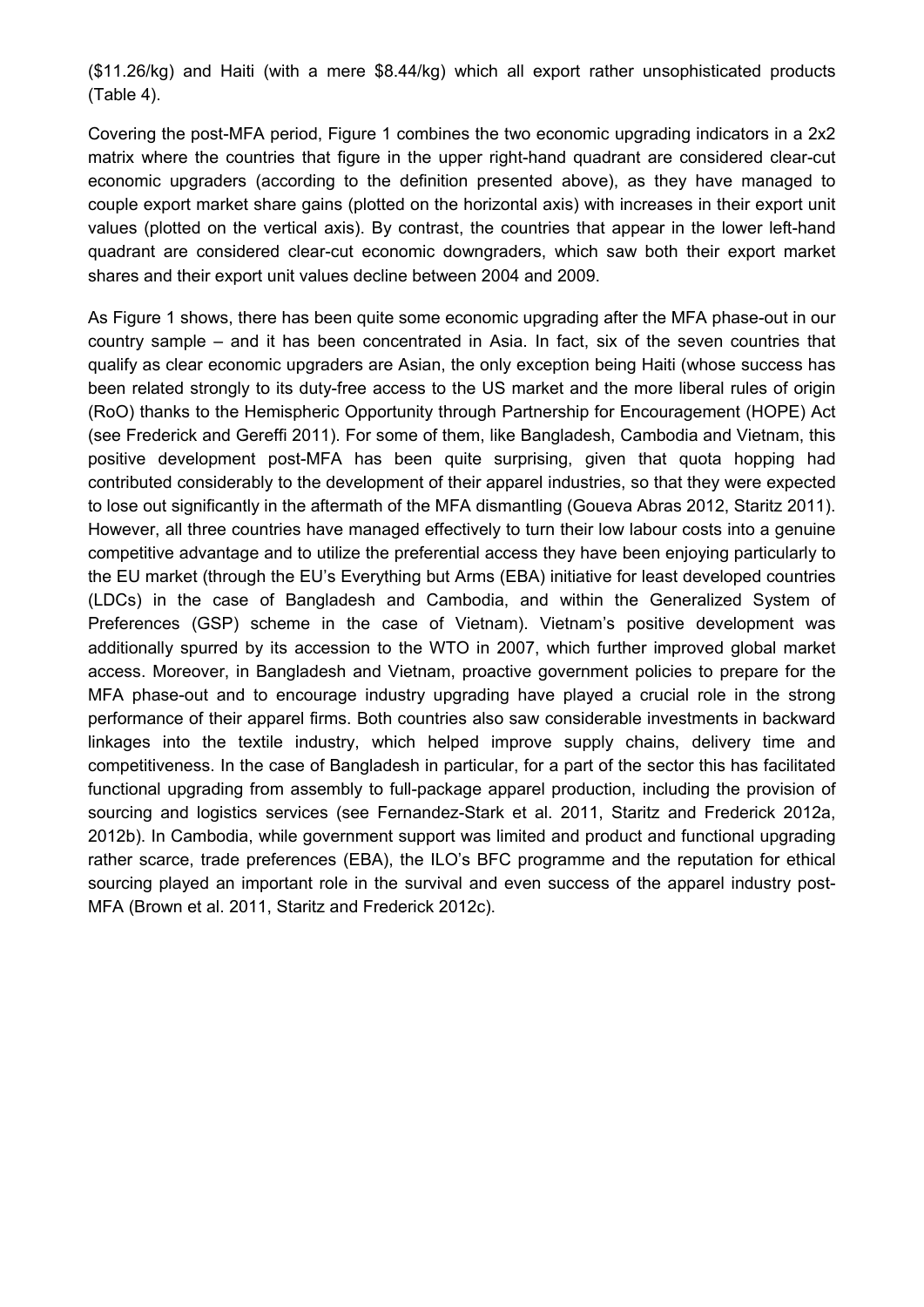($11.26/kg) and Haiti (with a mere $8.44/kg) which all export rather unsophisticated products (Table 4).

Covering the post-MFA period, Figure 1 combines the two economic upgrading indicators in a 2x2 matrix where the countries that figure in the upper right-hand quadrant are considered clear-cut economic upgraders (according to the definition presented above), as they have managed to couple export market share gains (plotted on the horizontal axis) with increases in their export unit values (plotted on the vertical axis). By contrast, the countries that appear in the lower left-hand quadrant are considered clear-cut economic downgraders, which saw both their export market shares and their export unit values decline between 2004 and 2009.

As Figure 1 shows, there has been quite some economic upgrading after the MFA phase-out in our country sample – and it has been concentrated in Asia. In fact, six of the seven countries that qualify as clear economic upgraders are Asian, the only exception being Haiti (whose success has been related strongly to its duty-free access to the US market and the more liberal rules of origin (RoO) thanks to the Hemispheric Opportunity through Partnership for Encouragement (HOPE) Act (see Frederick and Gereffi 2011). For some of them, like Bangladesh, Cambodia and Vietnam, this positive development post-MFA has been quite surprising, given that quota hopping had contributed considerably to the development of their apparel industries, so that they were expected to lose out significantly in the aftermath of the MFA dismantling (Goueva Abras 2012, Staritz 2011). However, all three countries have managed effectively to turn their low labour costs into a genuine competitive advantage and to utilize the preferential access they have been enjoying particularly to the EU market (through the EU's Everything but Arms (EBA) initiative for least developed countries (LDCs) in the case of Bangladesh and Cambodia, and within the Generalized System of Preferences (GSP) scheme in the case of Vietnam). Vietnam's positive development was additionally spurred by its accession to the WTO in 2007, which further improved global market access. Moreover, in Bangladesh and Vietnam, proactive government policies to prepare for the MFA phase-out and to encourage industry upgrading have played a crucial role in the strong performance of their apparel firms. Both countries also saw considerable investments in backward linkages into the textile industry, which helped improve supply chains, delivery time and competitiveness. In the case of Bangladesh in particular, for a part of the sector this has facilitated functional upgrading from assembly to full-package apparel production, including the provision of sourcing and logistics services (see Fernandez-Stark et al. 2011, Staritz and Frederick 2012a, 2012b). In Cambodia, while government support was limited and product and functional upgrading rather scarce, trade preferences (EBA), the ILO's BFC programme and the reputation for ethical sourcing played an important role in the survival and even success of the apparel industry post-MFA (Brown et al. 2011, Staritz and Frederick 2012c).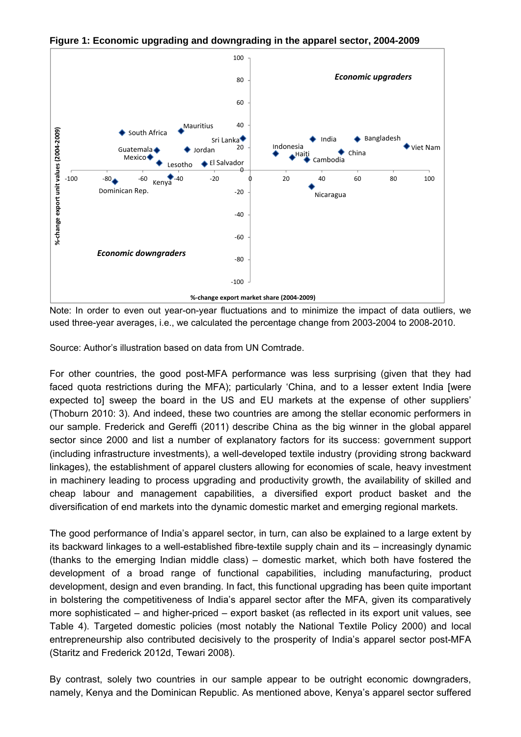**Figure 1: Economic upgrading and downgrading in the apparel sector, 2004-2009**

Note: In order to even out year-on-year fluctuations and to minimize the impact of data outliers, we used three-year averages, i.e., we calculated the percentage change from 2003-2004 to 2008-2010.

Source: Author's illustration based on data from UN Comtrade.

For other countries, the good post-MFA performance was less surprising (given that they had faced quota restrictions during the MFA); particularly 'China, and to a lesser extent India [were expected to] sweep the board in the US and EU markets at the expense of other suppliers' (Thoburn 2010: 3). And indeed, these two countries are among the stellar economic performers in our sample. Frederick and Gereffi (2011) describe China as the big winner in the global apparel sector since 2000 and list a number of explanatory factors for its success: government support (including infrastructure investments), a well-developed textile industry (providing strong backward linkages), the establishment of apparel clusters allowing for economies of scale, heavy investment in machinery leading to process upgrading and productivity growth, the availability of skilled and cheap labour and management capabilities, a diversified export product basket and the diversification of end markets into the dynamic domestic market and emerging regional markets.

The good performance of India's apparel sector, in turn, can also be explained to a large extent by its backward linkages to a well-established fibre-textile supply chain and its – increasingly dynamic (thanks to the emerging Indian middle class) – domestic market, which both have fostered the development of a broad range of functional capabilities, including manufacturing, product development, design and even branding. In fact, this functional upgrading has been quite important in bolstering the competitiveness of India's apparel sector after the MFA, given its comparatively more sophisticated – and higher-priced – export basket (as reflected in its export unit values, see Table 4). Targeted domestic policies (most notably the National Textile Policy 2000) and local entrepreneurship also contributed decisively to the prosperity of India's apparel sector post-MFA (Staritz and Frederick 2012d, Tewari 2008).

By contrast, solely two countries in our sample appear to be outright economic downgraders, namely, Kenya and the Dominican Republic. As mentioned above, Kenya's apparel sector suffered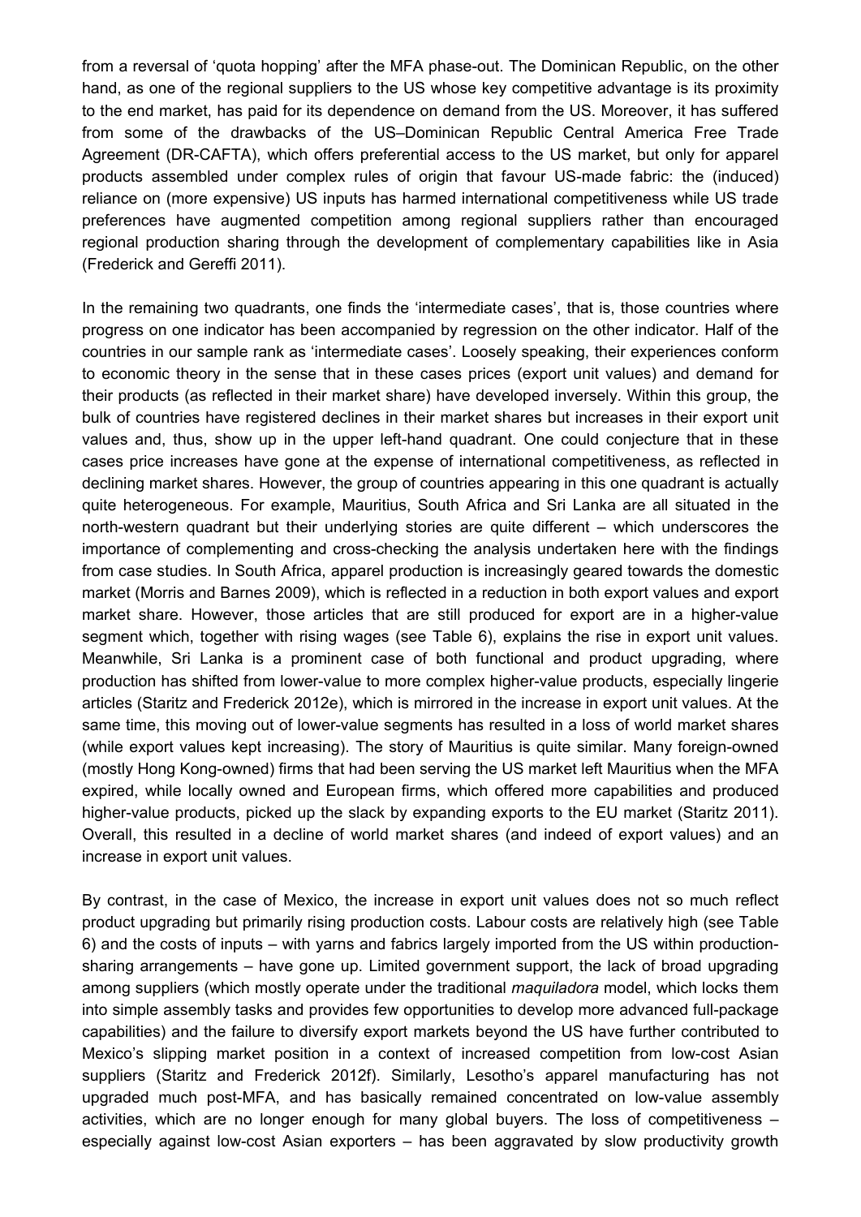from a reversal of 'quota hopping' after the MFA phase-out. The Dominican Republic, on the other hand, as one of the regional suppliers to the US whose key competitive advantage is its proximity to the end market, has paid for its dependence on demand from the US. Moreover, it has suffered from some of the drawbacks of the US–Dominican Republic Central America Free Trade Agreement (DR-CAFTA), which offers preferential access to the US market, but only for apparel products assembled under complex rules of origin that favour US-made fabric: the (induced) reliance on (more expensive) US inputs has harmed international competitiveness while US trade preferences have augmented competition among regional suppliers rather than encouraged regional production sharing through the development of complementary capabilities like in Asia (Frederick and Gereffi 2011).

In the remaining two quadrants, one finds the 'intermediate cases', that is, those countries where progress on one indicator has been accompanied by regression on the other indicator. Half of the countries in our sample rank as 'intermediate cases'. Loosely speaking, their experiences conform to economic theory in the sense that in these cases prices (export unit values) and demand for their products (as reflected in their market share) have developed inversely. Within this group, the bulk of countries have registered declines in their market shares but increases in their export unit values and, thus, show up in the upper left-hand quadrant. One could conjecture that in these cases price increases have gone at the expense of international competitiveness, as reflected in declining market shares. However, the group of countries appearing in this one quadrant is actually quite heterogeneous. For example, Mauritius, South Africa and Sri Lanka are all situated in the north-western quadrant but their underlying stories are quite different – which underscores the importance of complementing and cross-checking the analysis undertaken here with the findings from case studies. In South Africa, apparel production is increasingly geared towards the domestic market (Morris and Barnes 2009), which is reflected in a reduction in both export values and export market share. However, those articles that are still produced for export are in a higher-value segment which, together with rising wages (see Table 6), explains the rise in export unit values. Meanwhile, Sri Lanka is a prominent case of both functional and product upgrading, where production has shifted from lower-value to more complex higher-value products, especially lingerie articles (Staritz and Frederick 2012e), which is mirrored in the increase in export unit values. At the same time, this moving out of lower-value segments has resulted in a loss of world market shares (while export values kept increasing). The story of Mauritius is quite similar. Many foreign-owned (mostly Hong Kong-owned) firms that had been serving the US market left Mauritius when the MFA expired, while locally owned and European firms, which offered more capabilities and produced higher-value products, picked up the slack by expanding exports to the EU market (Staritz 2011). Overall, this resulted in a decline of world market shares (and indeed of export values) and an increase in export unit values.

By contrast, in the case of Mexico, the increase in export unit values does not so much reflect product upgrading but primarily rising production costs. Labour costs are relatively high (see Table 6) and the costs of inputs – with yarns and fabrics largely imported from the US within production-sharing arrangements – have gone up. Limited government support, the lack of broad upgrading among suppliers (which mostly operate under the traditional *maquiladora* model, which locks them into simple assembly tasks and provides few opportunities to develop more advanced full-package capabilities) and the failure to diversify export markets beyond the US have further contributed to Mexico's slipping market position in a context of increased competition from low-cost Asian suppliers (Staritz and Frederick 2012f). Similarly, Lesotho's apparel manufacturing has not upgraded much post-MFA, and has basically remained concentrated on low-value assembly activities, which are no longer enough for many global buyers. The loss of competitiveness – especially against low-cost Asian exporters – has been aggravated by slow productivity growth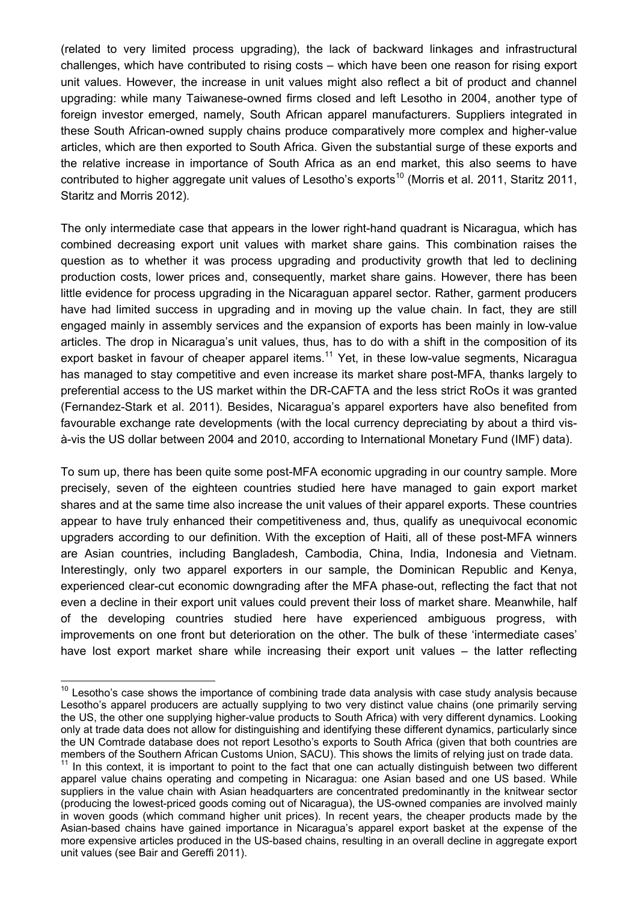(related to very limited process upgrading), the lack of backward linkages and infrastructural challenges, which have contributed to rising costs – which have been one reason for rising export unit values. However, the increase in unit values might also reflect a bit of product and channel upgrading: while many Taiwanese-owned firms closed and left Lesotho in 2004, another type of foreign investor emerged, namely, South African apparel manufacturers. Suppliers integrated in these South African-owned supply chains produce comparatively more complex and higher-value articles, which are then exported to South Africa. Given the substantial surge of these exports and the relative increase in importance of South Africa as an end market, this also seems to have contributed to higher aggregate unit values of Lesotho's exports[10] (Morris et al. 2011, Staritz 2011, Staritz and Morris 2012).

The only intermediate case that appears in the lower right-hand quadrant is Nicaragua, which has combined decreasing export unit values with market share gains. This combination raises the question as to whether it was process upgrading and productivity growth that led to declining production costs, lower prices and, consequently, market share gains. However, there has been little evidence for process upgrading in the Nicaraguan apparel sector. Rather, garment producers have had limited success in upgrading and in moving up the value chain. In fact, they are still engaged mainly in assembly services and the expansion of exports has been mainly in low-value articles. The drop in Nicaragua's unit values, thus, has to do with a shift in the composition of its export basket in favour of cheaper apparel items.[11] Yet, in these low-value segments, Nicaragua has managed to stay competitive and even increase its market share post-MFA, thanks largely to preferential access to the US market within the DR-CAFTA and the less strict RoOs it was granted (Fernandez-Stark et al. 2011). Besides, Nicaragua's apparel exporters have also benefited from favourable exchange rate developments (with the local currency depreciating by about a third vis-à-vis the US dollar between 2004 and 2010, according to International Monetary Fund (IMF) data).

To sum up, there has been quite some post-MFA economic upgrading in our country sample. More precisely, seven of the eighteen countries studied here have managed to gain export market shares and at the same time also increase the unit values of their apparel exports. These countries appear to have truly enhanced their competitiveness and, thus, qualify as unequivocal economic upgraders according to our definition. With the exception of Haiti, all of these post-MFA winners are Asian countries, including Bangladesh, Cambodia, China, India, Indonesia and Vietnam. Interestingly, only two apparel exporters in our sample, the Dominican Republic and Kenya, experienced clear-cut economic downgrading after the MFA phase-out, reflecting the fact that not even a decline in their export unit values could prevent their loss of market share. Meanwhile, half of the developing countries studied here have experienced ambiguous progress, with improvements on one front but deterioration on the other. The bulk of these 'intermediate cases' have lost export market share while increasing their export unit values – the latter reflecting

---

[10] Lesotho's case shows the importance of combining trade data analysis with case study analysis because Lesotho's apparel producers are actually supplying to two very distinct value chains (one primarily serving the US, the other one supplying higher-value products to South Africa) with very different dynamics. Looking only at trade data does not allow for distinguishing and identifying these different dynamics, particularly since the UN Comtrade database does not report Lesotho's exports to South Africa (given that both countries are members of the Southern African Customs Union, SACU). This shows the limits of relying just on trade data.

[11] In this context, it is important to point to the fact that one can actually distinguish between two different apparel value chains operating and competing in Nicaragua: one Asian based and one US based. While suppliers in the value chain with Asian headquarters are concentrated predominantly in the knitwear sector (producing the lowest-priced goods coming out of Nicaragua), the US-owned companies are involved mainly in woven goods (which command higher unit prices). In recent years, the cheaper products made by the Asian-based chains have gained importance in Nicaragua's apparel export basket at the expense of the more expensive articles produced in the US-based chains, resulting in an overall decline in aggregate export unit values (see Bair and Gereffi 2011).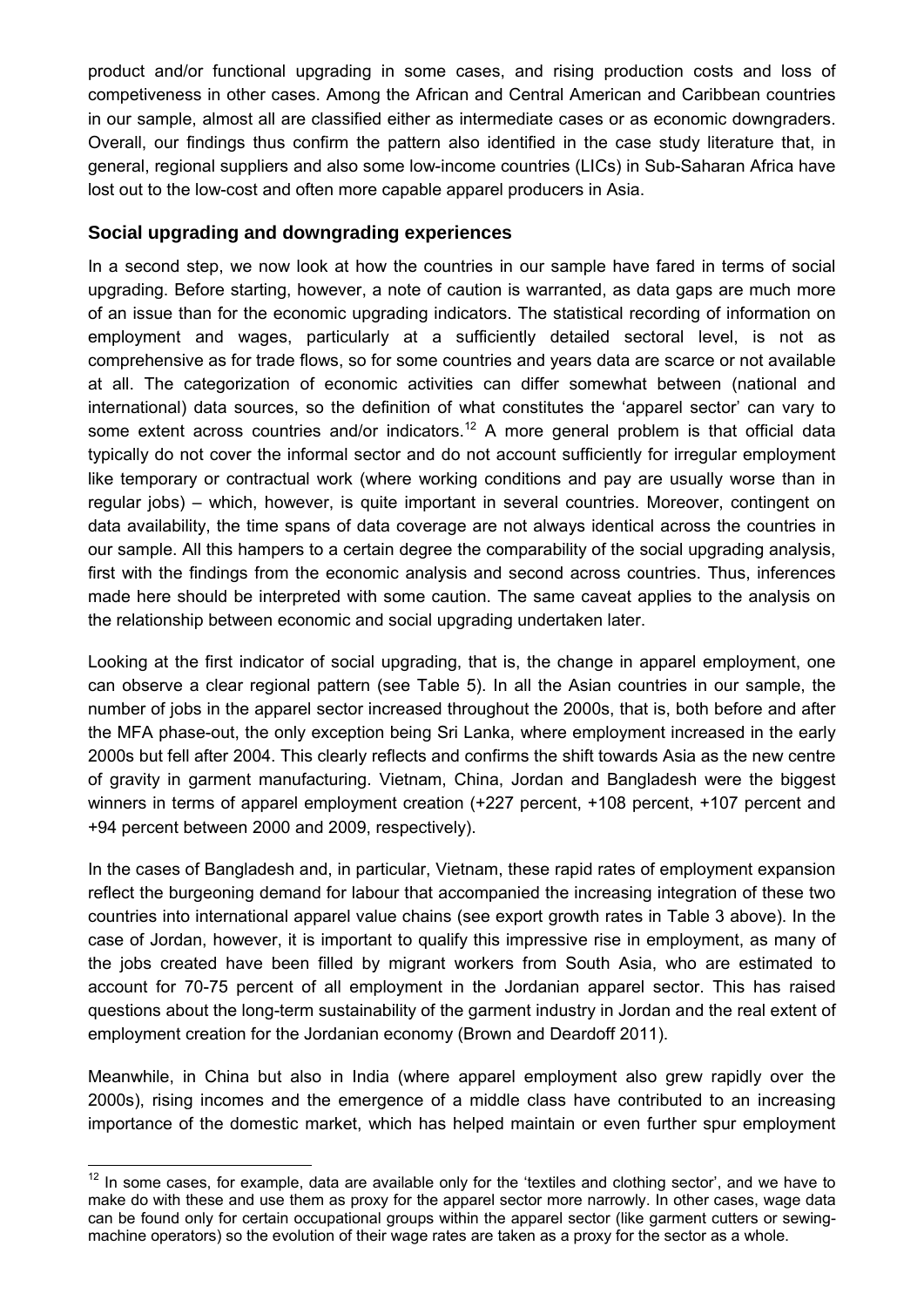product and/or functional upgrading in some cases, and rising production costs and loss of competiveness in other cases. Among the African and Central American and Caribbean countries in our sample, almost all are classified either as intermediate cases or as economic downgraders. Overall, our findings thus confirm the pattern also identified in the case study literature that, in general, regional suppliers and also some low-income countries (LICs) in Sub-Saharan Africa have lost out to the low-cost and often more capable apparel producers in Asia.

### Social upgrading and downgrading experiences

In a second step, we now look at how the countries in our sample have fared in terms of social upgrading. Before starting, however, a note of caution is warranted, as data gaps are much more of an issue than for the economic upgrading indicators. The statistical recording of information on employment and wages, particularly at a sufficiently detailed sectoral level, is not as comprehensive as for trade flows, so for some countries and years data are scarce or not available at all. The categorization of economic activities can differ somewhat between (national and international) data sources, so the definition of what constitutes the 'apparel sector' can vary to some extent across countries and/or indicators.[12] A more general problem is that official data typically do not cover the informal sector and do not account sufficiently for irregular employment like temporary or contractual work (where working conditions and pay are usually worse than in regular jobs) – which, however, is quite important in several countries. Moreover, contingent on data availability, the time spans of data coverage are not always identical across the countries in our sample. All this hampers to a certain degree the comparability of the social upgrading analysis, first with the findings from the economic analysis and second across countries. Thus, inferences made here should be interpreted with some caution. The same caveat applies to the analysis on the relationship between economic and social upgrading undertaken later.

Looking at the first indicator of social upgrading, that is, the change in apparel employment, one can observe a clear regional pattern (see Table 5). In all the Asian countries in our sample, the number of jobs in the apparel sector increased throughout the 2000s, that is, both before and after the MFA phase-out, the only exception being Sri Lanka, where employment increased in the early 2000s but fell after 2004. This clearly reflects and confirms the shift towards Asia as the new centre of gravity in garment manufacturing. Vietnam, China, Jordan and Bangladesh were the biggest winners in terms of apparel employment creation (+227 percent, +108 percent, +107 percent and +94 percent between 2000 and 2009, respectively).

In the cases of Bangladesh and, in particular, Vietnam, these rapid rates of employment expansion reflect the burgeoning demand for labour that accompanied the increasing integration of these two countries into international apparel value chains (see export growth rates in Table 3 above). In the case of Jordan, however, it is important to qualify this impressive rise in employment, as many of the jobs created have been filled by migrant workers from South Asia, who are estimated to account for 70-75 percent of all employment in the Jordanian apparel sector. This has raised questions about the long-term sustainability of the garment industry in Jordan and the real extent of employment creation for the Jordanian economy (Brown and Deardoff 2011).

Meanwhile, in China but also in India (where apparel employment also grew rapidly over the 2000s), rising incomes and the emergence of a middle class have contributed to an increasing importance of the domestic market, which has helped maintain or even further spur employment

[12] In some cases, for example, data are available only for the 'textiles and clothing sector', and we have to make do with these and use them as proxy for the apparel sector more narrowly. In other cases, wage data can be found only for certain occupational groups within the apparel sector (like garment cutters or sewing-machine operators) so the evolution of their wage rates are taken as a proxy for the sector as a whole.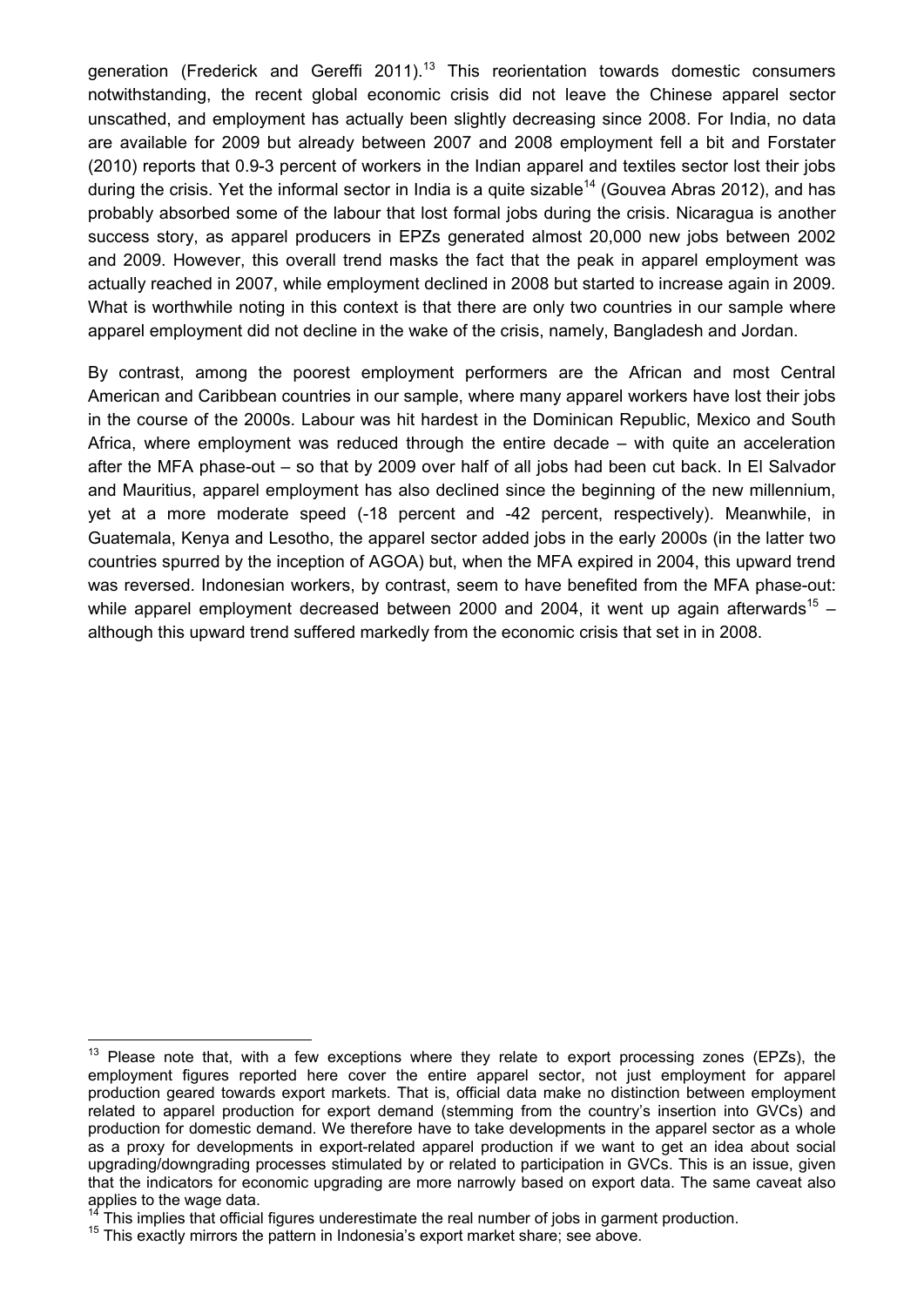generation (Frederick and Gereffi 2011).[13] This reorientation towards domestic consumers notwithstanding, the recent global economic crisis did not leave the Chinese apparel sector unscathed, and employment has actually been slightly decreasing since 2008. For India, no data are available for 2009 but already between 2007 and 2008 employment fell a bit and Forstater (2010) reports that 0.9-3 percent of workers in the Indian apparel and textiles sector lost their jobs during the crisis. Yet the informal sector in India is a quite sizable[14] (Gouvea Abras 2012), and has probably absorbed some of the labour that lost formal jobs during the crisis. Nicaragua is another success story, as apparel producers in EPZs generated almost 20,000 new jobs between 2002 and 2009. However, this overall trend masks the fact that the peak in apparel employment was actually reached in 2007, while employment declined in 2008 but started to increase again in 2009. What is worthwhile noting in this context is that there are only two countries in our sample where apparel employment did not decline in the wake of the crisis, namely, Bangladesh and Jordan.

By contrast, among the poorest employment performers are the African and most Central American and Caribbean countries in our sample, where many apparel workers have lost their jobs in the course of the 2000s. Labour was hit hardest in the Dominican Republic, Mexico and South Africa, where employment was reduced through the entire decade – with quite an acceleration after the MFA phase-out – so that by 2009 over half of all jobs had been cut back. In El Salvador and Mauritius, apparel employment has also declined since the beginning of the new millennium, yet at a more moderate speed (-18 percent and -42 percent, respectively). Meanwhile, in Guatemala, Kenya and Lesotho, the apparel sector added jobs in the early 2000s (in the latter two countries spurred by the inception of AGOA) but, when the MFA expired in 2004, this upward trend was reversed. Indonesian workers, by contrast, seem to have benefited from the MFA phase-out: while apparel employment decreased between 2000 and 2004, it went up again afterwards[15] – although this upward trend suffered markedly from the economic crisis that set in in 2008.

---

[13] Please note that, with a few exceptions where they relate to export processing zones (EPZs), the employment figures reported here cover the entire apparel sector, not just employment for apparel production geared towards export markets. That is, official data make no distinction between employment related to apparel production for export demand (stemming from the country's insertion into GVCs) and production for domestic demand. We therefore have to take developments in the apparel sector as a whole as a proxy for developments in export-related apparel production if we want to get an idea about social upgrading/downgrading processes stimulated by or related to participation in GVCs. This is an issue, given that the indicators for economic upgrading are more narrowly based on export data. The same caveat also applies to the wage data.

[14] This implies that official figures underestimate the real number of jobs in garment production.

[15] This exactly mirrors the pattern in Indonesia's export market share; see above.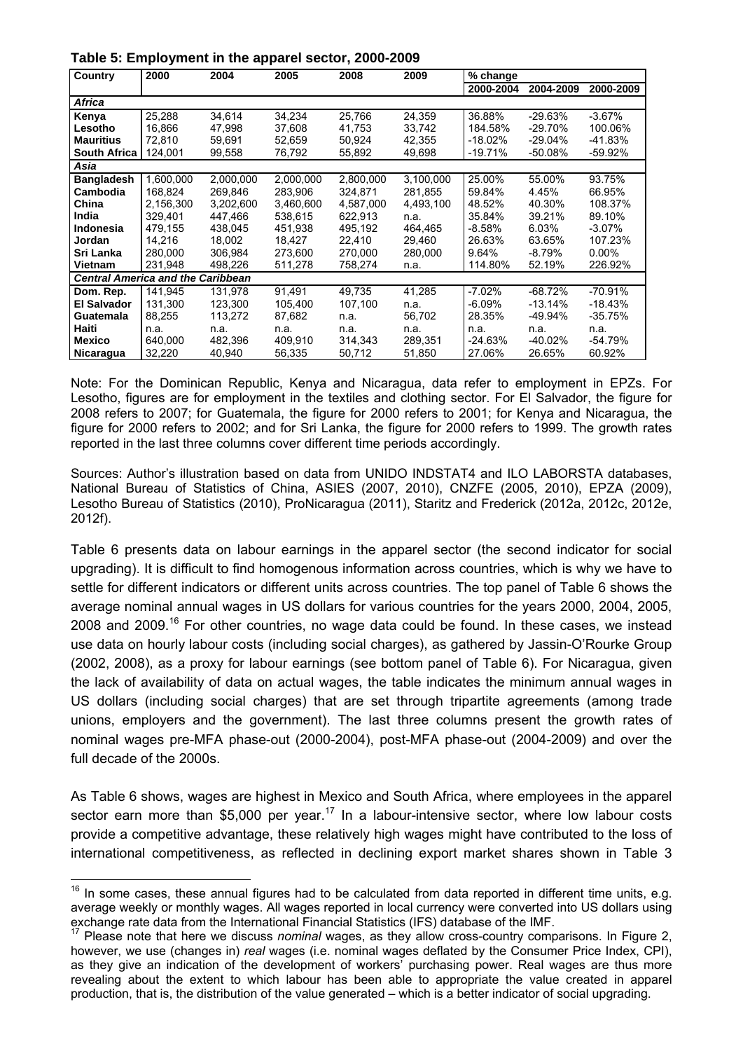**Table 5: Employment in the apparel sector, 2000-2009**

| Country | 2000 | 2004 | 2005 | 2008 | 2009 | % change | | |
|---|---|---|---|---|---|---|---|---|
| | | | | | | 2000-2004 | 2004-2009 | 2000-2009 |
| ***Africa*** | | | | | | | | |
| **Kenya** | 25,288 | 34,614 | 34,234 | 25,766 | 24,359 | 36.88% | -29.63% | -3.67% |
| **Lesotho** | 16,866 | 47,998 | 37,608 | 41,753 | 33,742 | 184.58% | -29.70% | 100.06% |
| **Mauritius** | 72,810 | 59,691 | 52,659 | 50,924 | 42,355 | -18.02% | -29.04% | -41.83% |
| **South Africa** | 124,001 | 99,558 | 76,792 | 55,892 | 49,698 | -19.71% | -50.08% | -59.92% |
| ***Asia*** | | | | | | | | |
| **Bangladesh** | 1,600,000 | 2,000,000 | 2,000,000 | 2,800,000 | 3,100,000 | 25.00% | 55.00% | 93.75% |
| **Cambodia** | 168,824 | 269,846 | 283,906 | 324,871 | 281,855 | 59.84% | 4.45% | 66.95% |
| **China** | 2,156,300 | 3,202,600 | 3,460,600 | 4,587,000 | 4,493,100 | 48.52% | 40.30% | 108.37% |
| **India** | 329,401 | 447,466 | 538,615 | 622,913 | n.a. | 35.84% | 39.21% | 89.10% |
| **Indonesia** | 479,155 | 438,045 | 451,938 | 495,192 | 464,465 | -8.58% | 6.03% | -3.07% |
| **Jordan** | 14,216 | 18,002 | 18,427 | 22,410 | 29,460 | 26.63% | 63.65% | 107.23% |
| **Sri Lanka** | 280,000 | 306,984 | 273,600 | 270,000 | 280,000 | 9.64% | -8.79% | 0.00% |
| **Vietnam** | 231,948 | 498,226 | 511,278 | 758,274 | n.a. | 114.80% | 52.19% | 226.92% |
| ***Central America and the Caribbean*** | | | | | | | | |
| **Dom. Rep.** | 141,945 | 131,978 | 91,491 | 49,735 | 41,285 | -7.02% | -68.72% | -70.91% |
| **El Salvador** | 131,300 | 123,300 | 105,400 | 107,100 | n.a. | -6.09% | -13.14% | -18.43% |
| **Guatemala** | 88,255 | 113,272 | 87,682 | n.a. | 56,702 | 28.35% | -49.94% | -35.75% |
| **Haiti** | n.a. | n.a. | n.a. | n.a. | n.a. | n.a. | n.a. | n.a. |
| **Mexico** | 640,000 | 482,396 | 409,910 | 314,343 | 289,351 | -24.63% | -40.02% | -54.79% |
| **Nicaragua** | 32,220 | 40,940 | 56,335 | 50,712 | 51,850 | 27.06% | 26.65% | 60.92% |

Note: For the Dominican Republic, Kenya and Nicaragua, data refer to employment in EPZs. For Lesotho, figures are for employment in the textiles and clothing sector. For El Salvador, the figure for 2008 refers to 2007; for Guatemala, the figure for 2000 refers to 2001; for Kenya and Nicaragua, the figure for 2000 refers to 2002; and for Sri Lanka, the figure for 2000 refers to 1999. The growth rates reported in the last three columns cover different time periods accordingly.

Sources: Author's illustration based on data from UNIDO INDSTAT4 and ILO LABORSTA databases, National Bureau of Statistics of China, ASIES (2007, 2010), CNZFE (2005, 2010), EPZA (2009), Lesotho Bureau of Statistics (2010), ProNicaragua (2011), Staritz and Frederick (2012a, 2012c, 2012e, 2012f).

Table 6 presents data on labour earnings in the apparel sector (the second indicator for social upgrading). It is difficult to find homogenous information across countries, which is why we have to settle for different indicators or different units across countries. The top panel of Table 6 shows the average nominal annual wages in US dollars for various countries for the years 2000, 2004, 2005, 2008 and 2009.[16] For other countries, no wage data could be found. In these cases, we instead use data on hourly labour costs (including social charges), as gathered by Jassin-O'Rourke Group (2002, 2008), as a proxy for labour earnings (see bottom panel of Table 6). For Nicaragua, given the lack of availability of data on actual wages, the table indicates the minimum annual wages in US dollars (including social charges) that are set through tripartite agreements (among trade unions, employers and the government). The last three columns present the growth rates of nominal wages pre-MFA phase-out (2000-2004), post-MFA phase-out (2004-2009) and over the full decade of the 2000s.

As Table 6 shows, wages are highest in Mexico and South Africa, where employees in the apparel sector earn more than $5,000 per year.[17] In a labour-intensive sector, where low labour costs provide a competitive advantage, these relatively high wages might have contributed to the loss of international competitiveness, as reflected in declining export market shares shown in Table 3

---

[16] In some cases, these annual figures had to be calculated from data reported in different time units, e.g. average weekly or monthly wages. All wages reported in local currency were converted into US dollars using exchange rate data from the International Financial Statistics (IFS) database of the IMF.

[17] Please note that here we discuss *nominal* wages, as they allow cross-country comparisons. In Figure 2, however, we use (changes in) *real* wages (i.e. nominal wages deflated by the Consumer Price Index, CPI), as they give an indication of the development of workers' purchasing power. Real wages are thus more revealing about the extent to which labour has been able to appropriate the value created in apparel production, that is, the distribution of the value generated – which is a better indicator of social upgrading.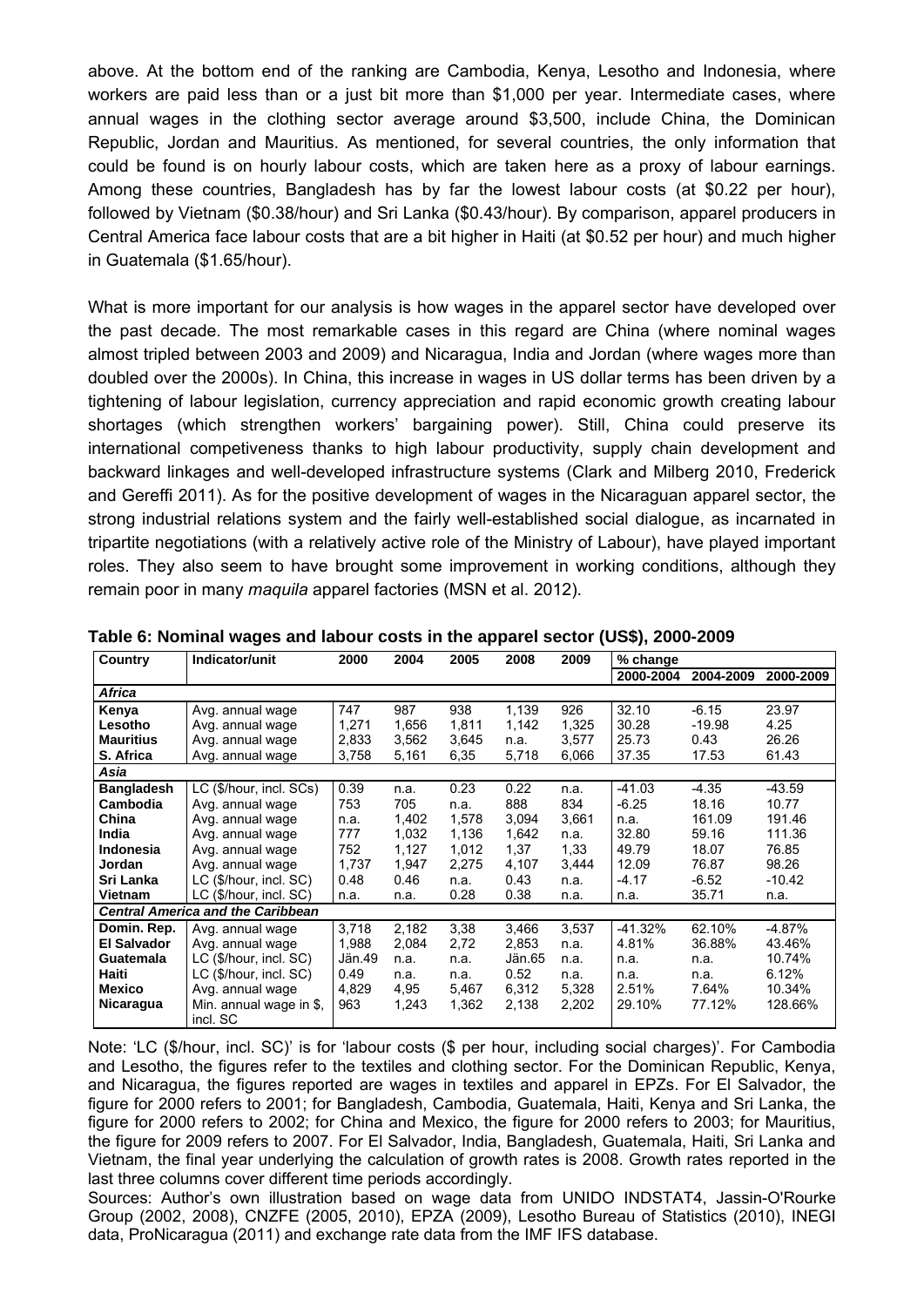above. At the bottom end of the ranking are Cambodia, Kenya, Lesotho and Indonesia, where workers are paid less than or a just bit more than $1,000 per year. Intermediate cases, where annual wages in the clothing sector average around $3,500, include China, the Dominican Republic, Jordan and Mauritius. As mentioned, for several countries, the only information that could be found is on hourly labour costs, which are taken here as a proxy of labour earnings. Among these countries, Bangladesh has by far the lowest labour costs (at $0.22 per hour), followed by Vietnam ($0.38/hour) and Sri Lanka ($0.43/hour). By comparison, apparel producers in Central America face labour costs that are a bit higher in Haiti (at $0.52 per hour) and much higher in Guatemala ($1.65/hour).

What is more important for our analysis is how wages in the apparel sector have developed over the past decade. The most remarkable cases in this regard are China (where nominal wages almost tripled between 2003 and 2009) and Nicaragua, India and Jordan (where wages more than doubled over the 2000s). In China, this increase in wages in US dollar terms has been driven by a tightening of labour legislation, currency appreciation and rapid economic growth creating labour shortages (which strengthen workers' bargaining power). Still, China could preserve its international competiveness thanks to high labour productivity, supply chain development and backward linkages and well-developed infrastructure systems (Clark and Milberg 2010, Frederick and Gereffi 2011). As for the positive development of wages in the Nicaraguan apparel sector, the strong industrial relations system and the fairly well-established social dialogue, as incarnated in tripartite negotiations (with a relatively active role of the Ministry of Labour), have played important roles. They also seem to have brought some improvement in working conditions, although they remain poor in many *maquila* apparel factories (MSN et al. 2012).

**Table 6: Nominal wages and labour costs in the apparel sector (US$), 2000-2009**

| Country | Indicator/unit | 2000 | 2004 | 2005 | 2008 | 2009 | % change | | |
|---|---|---|---|---|---|---|---|---|---|
| | | | | | | | 2000-2004 | 2004-2009 | 2000-2009 |
| ***Africa*** | | | | | | | | | |
| **Kenya** | Avg. annual wage | 747 | 987 | 938 | 1,139 | 926 | 32.10 | -6.15 | 23.97 |
| **Lesotho** | Avg. annual wage | 1,271 | 1,656 | 1,811 | 1,142 | 1,325 | 30.28 | -19.98 | 4.25 |
| **Mauritius** | Avg. annual wage | 2,833 | 3,562 | 3,645 | n.a. | 3,577 | 25.73 | 0.43 | 26.26 |
| **S. Africa** | Avg. annual wage | 3,758 | 5,161 | 6,35 | 5,718 | 6,066 | 37.35 | 17.53 | 61.43 |
| ***Asia*** | | | | | | | | | |
| **Bangladesh** | LC ($/hour, incl. SCs) | 0.39 | n.a. | 0.23 | 0.22 | n.a. | -41.03 | -4.35 | -43.59 |
| **Cambodia** | Avg. annual wage | 753 | 705 | n.a. | 888 | 834 | -6.25 | 18.16 | 10.77 |
| **China** | Avg. annual wage | n.a. | 1,402 | 1,578 | 3,094 | 3,661 | n.a. | 161.09 | 191.46 |
| **India** | Avg. annual wage | 777 | 1,032 | 1,136 | 1,642 | n.a. | 32.80 | 59.16 | 111.36 |
| **Indonesia** | Avg. annual wage | 752 | 1,127 | 1,012 | 1,37 | 1,33 | 49.79 | 18.07 | 76.85 |
| **Jordan** | Avg. annual wage | 1,737 | 1,947 | 2,275 | 4,107 | 3,444 | 12.09 | 76.87 | 98.26 |
| **Sri Lanka** | LC ($/hour, incl. SC) | 0.48 | 0.46 | n.a. | 0.43 | n.a. | -4.17 | -6.52 | -10.42 |
| **Vietnam** | LC ($/hour, incl. SC) | n.a. | n.a. | 0.28 | 0.38 | n.a. | n.a. | 35.71 | n.a. |
| ***Central America and the Caribbean*** | | | | | | | | | |
| **Domin. Rep.** | Avg. annual wage | 3,718 | 2,182 | 3,38 | 3,466 | 3,537 | -41.32% | 62.10% | -4.87% |
| **El Salvador** | Avg. annual wage | 1,988 | 2,084 | 2,72 | 2,853 | n.a. | 4.81% | 36.88% | 43.46% |
| **Guatemala** | LC ($/hour, incl. SC) | Jän.49 | n.a. | n.a. | Jän.65 | n.a. | n.a. | n.a. | 10.74% |
| **Haiti** | LC ($/hour, incl. SC) | 0.49 | n.a. | n.a. | 0.52 | n.a. | n.a. | n.a. | 6.12% |
| **Mexico** | Avg. annual wage | 4,829 | 4,95 | 5,467 | 6,312 | 5,328 | 2.51% | 7.64% | 10.34% |
| **Nicaragua** | Min. annual wage in $, incl. SC | 963 | 1,243 | 1,362 | 2,138 | 2,202 | 29.10% | 77.12% | 128.66% |

Note: 'LC ($/hour, incl. SC)' is for 'labour costs ($ per hour, including social charges)'. For Cambodia and Lesotho, the figures refer to the textiles and clothing sector. For the Dominican Republic, Kenya, and Nicaragua, the figures reported are wages in textiles and apparel in EPZs. For El Salvador, the figure for 2000 refers to 2001; for Bangladesh, Cambodia, Guatemala, Haiti, Kenya and Sri Lanka, the figure for 2000 refers to 2002; for China and Mexico, the figure for 2000 refers to 2003; for Mauritius, the figure for 2009 refers to 2007. For El Salvador, India, Bangladesh, Guatemala, Haiti, Sri Lanka and Vietnam, the final year underlying the calculation of growth rates is 2008. Growth rates reported in the last three columns cover different time periods accordingly.

Sources: Author's own illustration based on wage data from UNIDO INDSTAT4, Jassin-O'Rourke Group (2002, 2008), CNZFE (2005, 2010), EPZA (2009), Lesotho Bureau of Statistics (2010), INEGI data, ProNicaragua (2011) and exchange rate data from the IMF IFS database.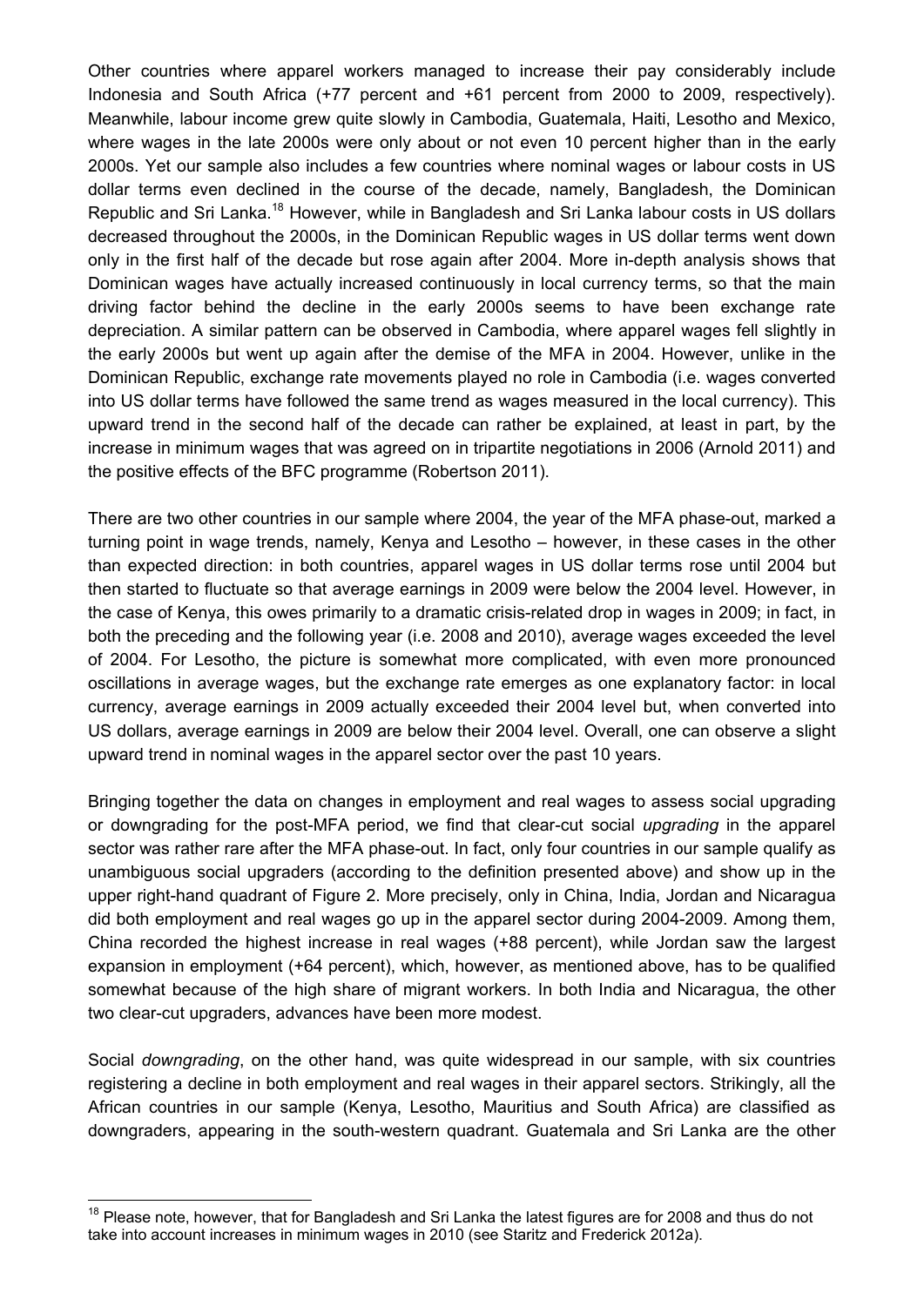Other countries where apparel workers managed to increase their pay considerably include Indonesia and South Africa (+77 percent and +61 percent from 2000 to 2009, respectively). Meanwhile, labour income grew quite slowly in Cambodia, Guatemala, Haiti, Lesotho and Mexico, where wages in the late 2000s were only about or not even 10 percent higher than in the early 2000s. Yet our sample also includes a few countries where nominal wages or labour costs in US dollar terms even declined in the course of the decade, namely, Bangladesh, the Dominican Republic and Sri Lanka.[18] However, while in Bangladesh and Sri Lanka labour costs in US dollars decreased throughout the 2000s, in the Dominican Republic wages in US dollar terms went down only in the first half of the decade but rose again after 2004. More in-depth analysis shows that Dominican wages have actually increased continuously in local currency terms, so that the main driving factor behind the decline in the early 2000s seems to have been exchange rate depreciation. A similar pattern can be observed in Cambodia, where apparel wages fell slightly in the early 2000s but went up again after the demise of the MFA in 2004. However, unlike in the Dominican Republic, exchange rate movements played no role in Cambodia (i.e. wages converted into US dollar terms have followed the same trend as wages measured in the local currency). This upward trend in the second half of the decade can rather be explained, at least in part, by the increase in minimum wages that was agreed on in tripartite negotiations in 2006 (Arnold 2011) and the positive effects of the BFC programme (Robertson 2011).

There are two other countries in our sample where 2004, the year of the MFA phase-out, marked a turning point in wage trends, namely, Kenya and Lesotho – however, in these cases in the other than expected direction: in both countries, apparel wages in US dollar terms rose until 2004 but then started to fluctuate so that average earnings in 2009 were below the 2004 level. However, in the case of Kenya, this owes primarily to a dramatic crisis-related drop in wages in 2009; in fact, in both the preceding and the following year (i.e. 2008 and 2010), average wages exceeded the level of 2004. For Lesotho, the picture is somewhat more complicated, with even more pronounced oscillations in average wages, but the exchange rate emerges as one explanatory factor: in local currency, average earnings in 2009 actually exceeded their 2004 level but, when converted into US dollars, average earnings in 2009 are below their 2004 level. Overall, one can observe a slight upward trend in nominal wages in the apparel sector over the past 10 years.

Bringing together the data on changes in employment and real wages to assess social upgrading or downgrading for the post-MFA period, we find that clear-cut social *upgrading* in the apparel sector was rather rare after the MFA phase-out. In fact, only four countries in our sample qualify as unambiguous social upgraders (according to the definition presented above) and show up in the upper right-hand quadrant of Figure 2. More precisely, only in China, India, Jordan and Nicaragua did both employment and real wages go up in the apparel sector during 2004-2009. Among them, China recorded the highest increase in real wages (+88 percent), while Jordan saw the largest expansion in employment (+64 percent), which, however, as mentioned above, has to be qualified somewhat because of the high share of migrant workers. In both India and Nicaragua, the other two clear-cut upgraders, advances have been more modest.

Social *downgrading*, on the other hand, was quite widespread in our sample, with six countries registering a decline in both employment and real wages in their apparel sectors. Strikingly, all the African countries in our sample (Kenya, Lesotho, Mauritius and South Africa) are classified as downgraders, appearing in the south-western quadrant. Guatemala and Sri Lanka are the other

[18] Please note, however, that for Bangladesh and Sri Lanka the latest figures are for 2008 and thus do not take into account increases in minimum wages in 2010 (see Staritz and Frederick 2012a).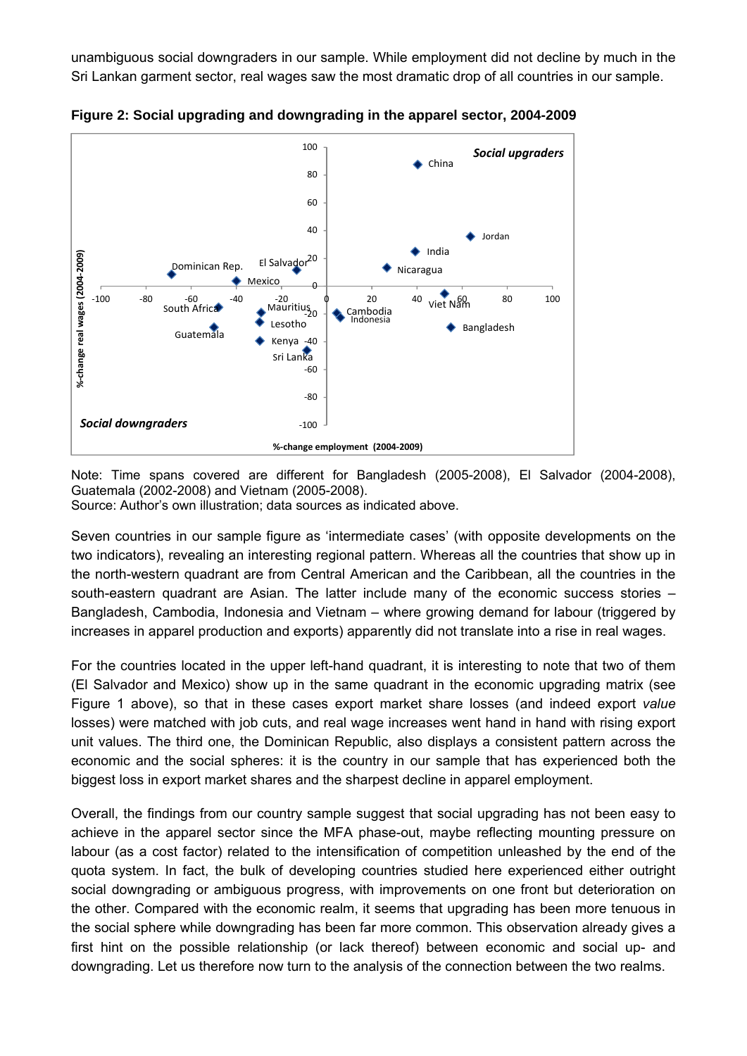unambiguous social downgraders in our sample. While employment did not decline by much in the Sri Lankan garment sector, real wages saw the most dramatic drop of all countries in our sample.

**Figure 2: Social upgrading and downgrading in the apparel sector, 2004-2009**

Note: Time spans covered are different for Bangladesh (2005-2008), El Salvador (2004-2008), Guatemala (2002-2008) and Vietnam (2005-2008).
Source: Author's own illustration; data sources as indicated above.

Seven countries in our sample figure as 'intermediate cases' (with opposite developments on the two indicators), revealing an interesting regional pattern. Whereas all the countries that show up in the north-western quadrant are from Central American and the Caribbean, all the countries in the south-eastern quadrant are Asian. The latter include many of the economic success stories – Bangladesh, Cambodia, Indonesia and Vietnam – where growing demand for labour (triggered by increases in apparel production and exports) apparently did not translate into a rise in real wages.

For the countries located in the upper left-hand quadrant, it is interesting to note that two of them (El Salvador and Mexico) show up in the same quadrant in the economic upgrading matrix (see Figure 1 above), so that in these cases export market share losses (and indeed export *value* losses) were matched with job cuts, and real wage increases went hand in hand with rising export unit values. The third one, the Dominican Republic, also displays a consistent pattern across the economic and the social spheres: it is the country in our sample that has experienced both the biggest loss in export market shares and the sharpest decline in apparel employment.

Overall, the findings from our country sample suggest that social upgrading has not been easy to achieve in the apparel sector since the MFA phase-out, maybe reflecting mounting pressure on labour (as a cost factor) related to the intensification of competition unleashed by the end of the quota system. In fact, the bulk of developing countries studied here experienced either outright social downgrading or ambiguous progress, with improvements on one front but deterioration on the other. Compared with the economic realm, it seems that upgrading has been more tenuous in the social sphere while downgrading has been far more common. This observation already gives a first hint on the possible relationship (or lack thereof) between economic and social up- and downgrading. Let us therefore now turn to the analysis of the connection between the two realms.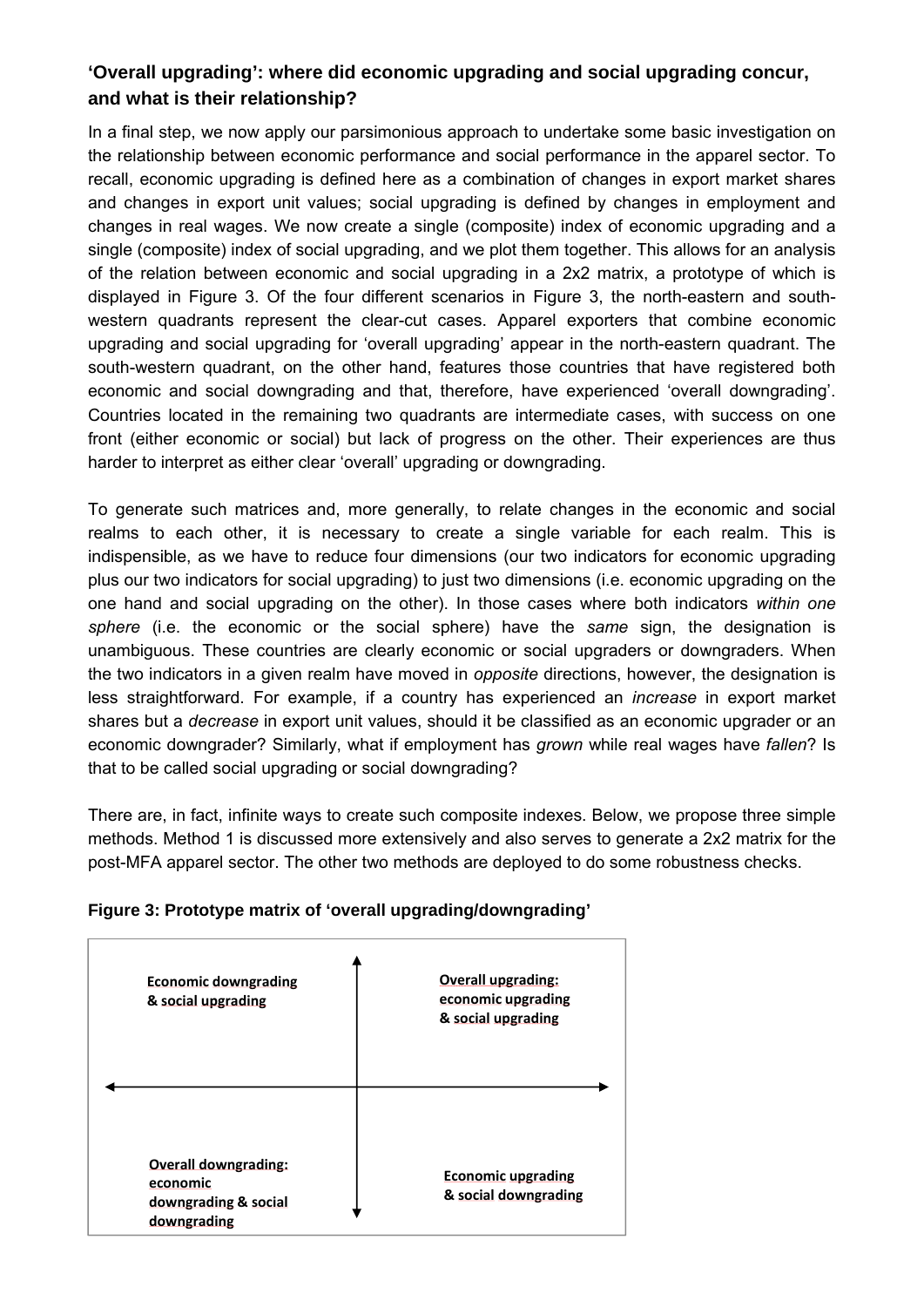### ‘Overall upgrading’: where did economic upgrading and social upgrading concur, and what is their relationship?

In a final step, we now apply our parsimonious approach to undertake some basic investigation on the relationship between economic performance and social performance in the apparel sector. To recall, economic upgrading is defined here as a combination of changes in export market shares and changes in export unit values; social upgrading is defined by changes in employment and changes in real wages. We now create a single (composite) index of economic upgrading and a single (composite) index of social upgrading, and we plot them together. This allows for an analysis of the relation between economic and social upgrading in a 2x2 matrix, a prototype of which is displayed in Figure 3. Of the four different scenarios in Figure 3, the north-eastern and south-western quadrants represent the clear-cut cases. Apparel exporters that combine economic upgrading and social upgrading for ‘overall upgrading’ appear in the north-eastern quadrant. The south-western quadrant, on the other hand, features those countries that have registered both economic and social downgrading and that, therefore, have experienced ‘overall downgrading’. Countries located in the remaining two quadrants are intermediate cases, with success on one front (either economic or social) but lack of progress on the other. Their experiences are thus harder to interpret as either clear ‘overall’ upgrading or downgrading.

To generate such matrices and, more generally, to relate changes in the economic and social realms to each other, it is necessary to create a single variable for each realm. This is indispensible, as we have to reduce four dimensions (our two indicators for economic upgrading plus our two indicators for social upgrading) to just two dimensions (i.e. economic upgrading on the one hand and social upgrading on the other). In those cases where both indicators *within one sphere* (i.e. the economic or the social sphere) have the *same* sign, the designation is unambiguous. These countries are clearly economic or social upgraders or downgraders. When the two indicators in a given realm have moved in *opposite* directions, however, the designation is less straightforward. For example, if a country has experienced an *increase* in export market shares but a *decrease* in export unit values, should it be classified as an economic upgrader or an economic downgrader? Similarly, what if employment has *grown* while real wages have *fallen*? Is that to be called social upgrading or social downgrading?

There are, in fact, infinite ways to create such composite indexes. Below, we propose three simple methods. Method 1 is discussed more extensively and also serves to generate a 2x2 matrix for the post-MFA apparel sector. The other two methods are deployed to do some robustness checks.

**Figure 3: Prototype matrix of ‘overall upgrading/downgrading’**

| **Economic downgrading & social upgrading** | **Overall upgrading: economic upgrading & social upgrading** |
|---|---|
| **Overall downgrading: economic downgrading & social downgrading** | **Economic upgrading & social downgrading** |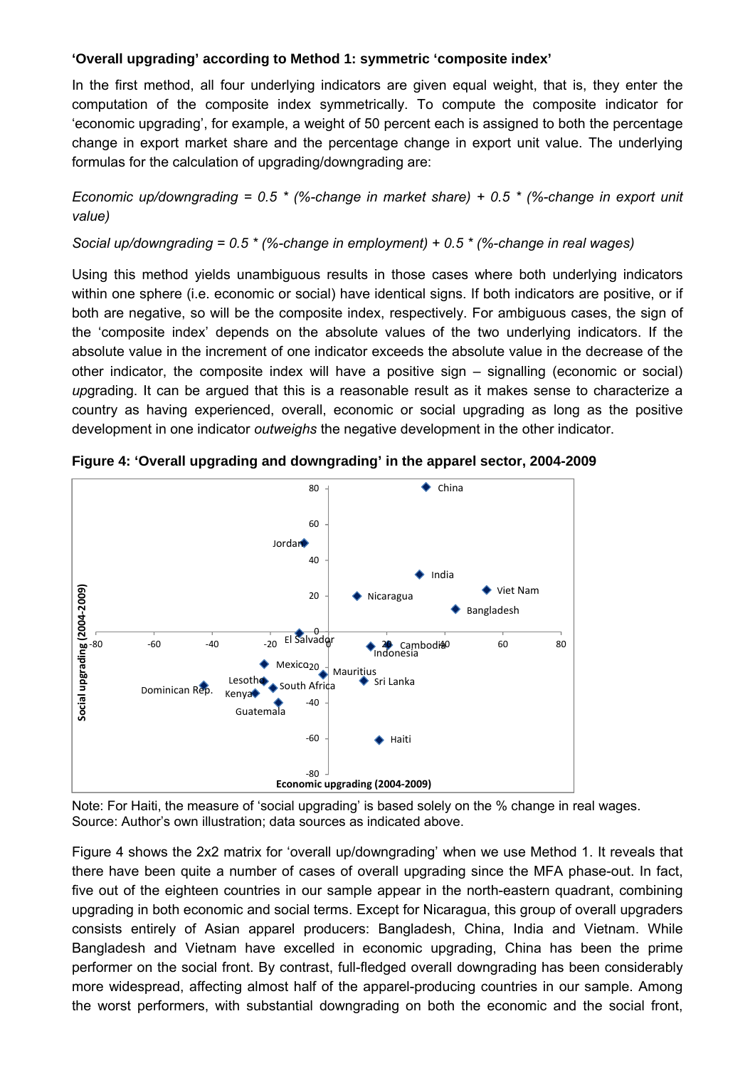**‘Overall upgrading’ according to Method 1: symmetric ‘composite index’**

In the first method, all four underlying indicators are given equal weight, that is, they enter the computation of the composite index symmetrically. To compute the composite indicator for ‘economic upgrading’, for example, a weight of 50 percent each is assigned to both the percentage change in export market share and the percentage change in export unit value. The underlying formulas for the calculation of upgrading/downgrading are:

*Economic up/downgrading = 0.5 * (%-change in market share) + 0.5 * (%-change in export unit value)*

*Social up/downgrading = 0.5 * (%-change in employment) + 0.5 * (%-change in real wages)*

Using this method yields unambiguous results in those cases where both underlying indicators within one sphere (i.e. economic or social) have identical signs. If both indicators are positive, or if both are negative, so will be the composite index, respectively. For ambiguous cases, the sign of the ‘composite index’ depends on the absolute values of the two underlying indicators. If the absolute value in the increment of one indicator exceeds the absolute value in the decrease of the other indicator, the composite index will have a positive sign – signalling (economic or social) *up*grading. It can be argued that this is a reasonable result as it makes sense to characterize a country as having experienced, overall, economic or social upgrading as long as the positive development in one indicator *outweighs* the negative development in the other indicator.

**Figure 4: ‘Overall upgrading and downgrading’ in the apparel sector, 2004-2009**

Note: For Haiti, the measure of ‘social upgrading’ is based solely on the % change in real wages.
Source: Author’s own illustration; data sources as indicated above.

Figure 4 shows the 2x2 matrix for ‘overall up/downgrading’ when we use Method 1. It reveals that there have been quite a number of cases of overall upgrading since the MFA phase-out. In fact, five out of the eighteen countries in our sample appear in the north-eastern quadrant, combining upgrading in both economic and social terms. Except for Nicaragua, this group of overall upgraders consists entirely of Asian apparel producers: Bangladesh, China, India and Vietnam. While Bangladesh and Vietnam have excelled in economic upgrading, China has been the prime performer on the social front. By contrast, full-fledged overall downgrading has been considerably more widespread, affecting almost half of the apparel-producing countries in our sample. Among the worst performers, with substantial downgrading on both the economic and the social front,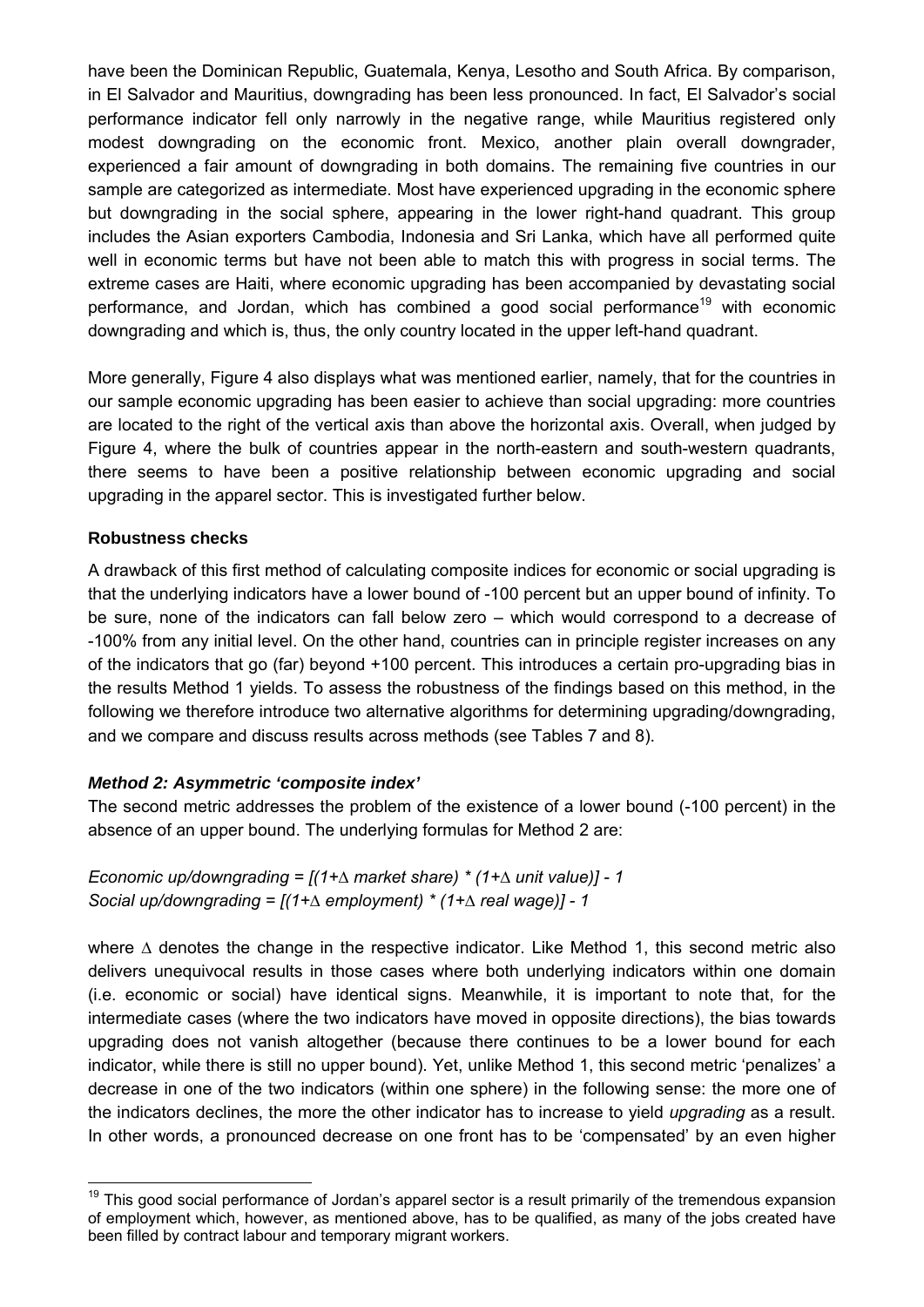have been the Dominican Republic, Guatemala, Kenya, Lesotho and South Africa. By comparison, in El Salvador and Mauritius, downgrading has been less pronounced. In fact, El Salvador's social performance indicator fell only narrowly in the negative range, while Mauritius registered only modest downgrading on the economic front. Mexico, another plain overall downgrader, experienced a fair amount of downgrading in both domains. The remaining five countries in our sample are categorized as intermediate. Most have experienced upgrading in the economic sphere but downgrading in the social sphere, appearing in the lower right-hand quadrant. This group includes the Asian exporters Cambodia, Indonesia and Sri Lanka, which have all performed quite well in economic terms but have not been able to match this with progress in social terms. The extreme cases are Haiti, where economic upgrading has been accompanied by devastating social performance, and Jordan, which has combined a good social performance[19] with economic downgrading and which is, thus, the only country located in the upper left-hand quadrant.

More generally, Figure 4 also displays what was mentioned earlier, namely, that for the countries in our sample economic upgrading has been easier to achieve than social upgrading: more countries are located to the right of the vertical axis than above the horizontal axis. Overall, when judged by Figure 4, where the bulk of countries appear in the north-eastern and south-western quadrants, there seems to have been a positive relationship between economic upgrading and social upgrading in the apparel sector. This is investigated further below.

### Robustness checks

A drawback of this first method of calculating composite indices for economic or social upgrading is that the underlying indicators have a lower bound of -100 percent but an upper bound of infinity. To be sure, none of the indicators can fall below zero – which would correspond to a decrease of -100% from any initial level. On the other hand, countries can in principle register increases on any of the indicators that go (far) beyond +100 percent. This introduces a certain pro-upgrading bias in the results Method 1 yields. To assess the robustness of the findings based on this method, in the following we therefore introduce two alternative algorithms for determining upgrading/downgrading, and we compare and discuss results across methods (see Tables 7 and 8).

#### *Method 2: Asymmetric 'composite index'*

The second metric addresses the problem of the existence of a lower bound (-100 percent) in the absence of an upper bound. The underlying formulas for Method 2 are:

*Economic up/downgrading* $= [(1+\Delta \text{ market share}) * (1+\Delta \text{ unit value})] - 1$
*Social up/downgrading* $= [(1+\Delta \text{ employment}) * (1+\Delta \text{ real wage})] - 1$

where $\Delta$ denotes the change in the respective indicator. Like Method 1, this second metric also delivers unequivocal results in those cases where both underlying indicators within one domain (i.e. economic or social) have identical signs. Meanwhile, it is important to note that, for the intermediate cases (where the two indicators have moved in opposite directions), the bias towards upgrading does not vanish altogether (because there continues to be a lower bound for each indicator, while there is still no upper bound). Yet, unlike Method 1, this second metric 'penalizes' a decrease in one of the two indicators (within one sphere) in the following sense: the more one of the indicators declines, the more the other indicator has to increase to yield *upgrading* as a result. In other words, a pronounced decrease on one front has to be 'compensated' by an even higher

[19] This good social performance of Jordan's apparel sector is a result primarily of the tremendous expansion of employment which, however, as mentioned above, has to be qualified, as many of the jobs created have been filled by contract labour and temporary migrant workers.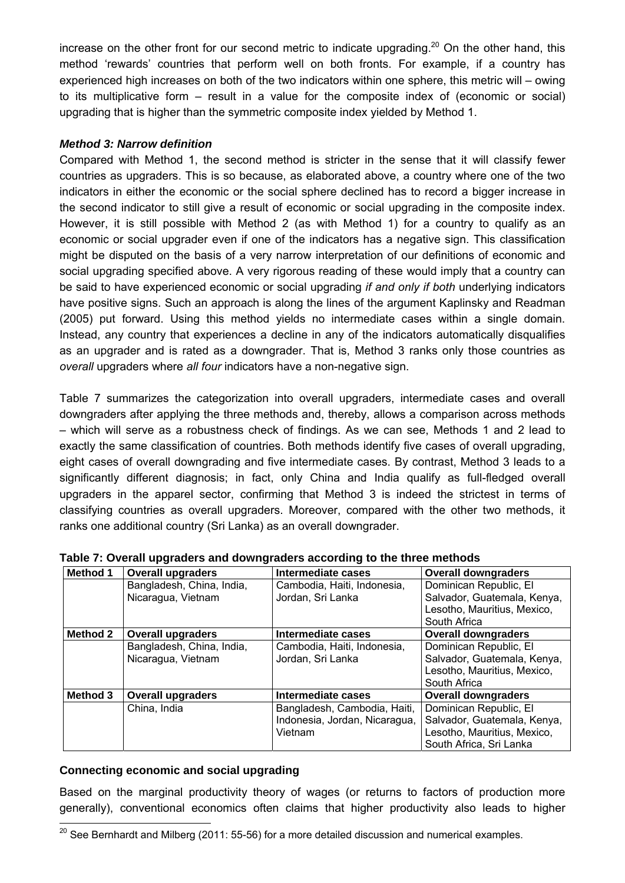increase on the other front for our second metric to indicate upgrading.[20] On the other hand, this method 'rewards' countries that perform well on both fronts. For example, if a country has experienced high increases on both of the two indicators within one sphere, this metric will – owing to its multiplicative form – result in a value for the composite index of (economic or social) upgrading that is higher than the symmetric composite index yielded by Method 1.

### *Method 3: Narrow definition*

Compared with Method 1, the second method is stricter in the sense that it will classify fewer countries as upgraders. This is so because, as elaborated above, a country where one of the two indicators in either the economic or the social sphere declined has to record a bigger increase in the second indicator to still give a result of economic or social upgrading in the composite index. However, it is still possible with Method 2 (as with Method 1) for a country to qualify as an economic or social upgrader even if one of the indicators has a negative sign. This classification might be disputed on the basis of a very narrow interpretation of our definitions of economic and social upgrading specified above. A very rigorous reading of these would imply that a country can be said to have experienced economic or social upgrading *if and only if both* underlying indicators have positive signs. Such an approach is along the lines of the argument Kaplinsky and Readman (2005) put forward. Using this method yields no intermediate cases within a single domain. Instead, any country that experiences a decline in any of the indicators automatically disqualifies as an upgrader and is rated as a downgrader. That is, Method 3 ranks only those countries as *overall* upgraders where *all four* indicators have a non-negative sign.

Table 7 summarizes the categorization into overall upgraders, intermediate cases and overall downgraders after applying the three methods and, thereby, allows a comparison across methods – which will serve as a robustness check of findings. As we can see, Methods 1 and 2 lead to exactly the same classification of countries. Both methods identify five cases of overall upgrading, eight cases of overall downgrading and five intermediate cases. By contrast, Method 3 leads to a significantly different diagnosis; in fact, only China and India qualify as full-fledged overall upgraders in the apparel sector, confirming that Method 3 is indeed the strictest in terms of classifying countries as overall upgraders. Moreover, compared with the other two methods, it ranks one additional country (Sri Lanka) as an overall downgrader.

**Table 7: Overall upgraders and downgraders according to the three methods**

| **Method 1** | **Overall upgraders** | **Intermediate cases** | **Overall downgraders** |
|---|---|---|---|
| | Bangladesh, China, India, Nicaragua, Vietnam | Cambodia, Haiti, Indonesia, Jordan, Sri Lanka | Dominican Republic, El Salvador, Guatemala, Kenya, Lesotho, Mauritius, Mexico, South Africa |
| **Method 2** | **Overall upgraders** | **Intermediate cases** | **Overall downgraders** |
| | Bangladesh, China, India, Nicaragua, Vietnam | Cambodia, Haiti, Indonesia, Jordan, Sri Lanka | Dominican Republic, El Salvador, Guatemala, Kenya, Lesotho, Mauritius, Mexico, South Africa |
| **Method 3** | **Overall upgraders** | **Intermediate cases** | **Overall downgraders** |
| | China, India | Bangladesh, Cambodia, Haiti, Indonesia, Jordan, Nicaragua, Vietnam | Dominican Republic, El Salvador, Guatemala, Kenya, Lesotho, Mauritius, Mexico, South Africa, Sri Lanka |

### **Connecting economic and social upgrading**

Based on the marginal productivity theory of wages (or returns to factors of production more generally), conventional economics often claims that higher productivity also leads to higher

[20] See Bernhardt and Milberg (2011: 55-56) for a more detailed discussion and numerical examples.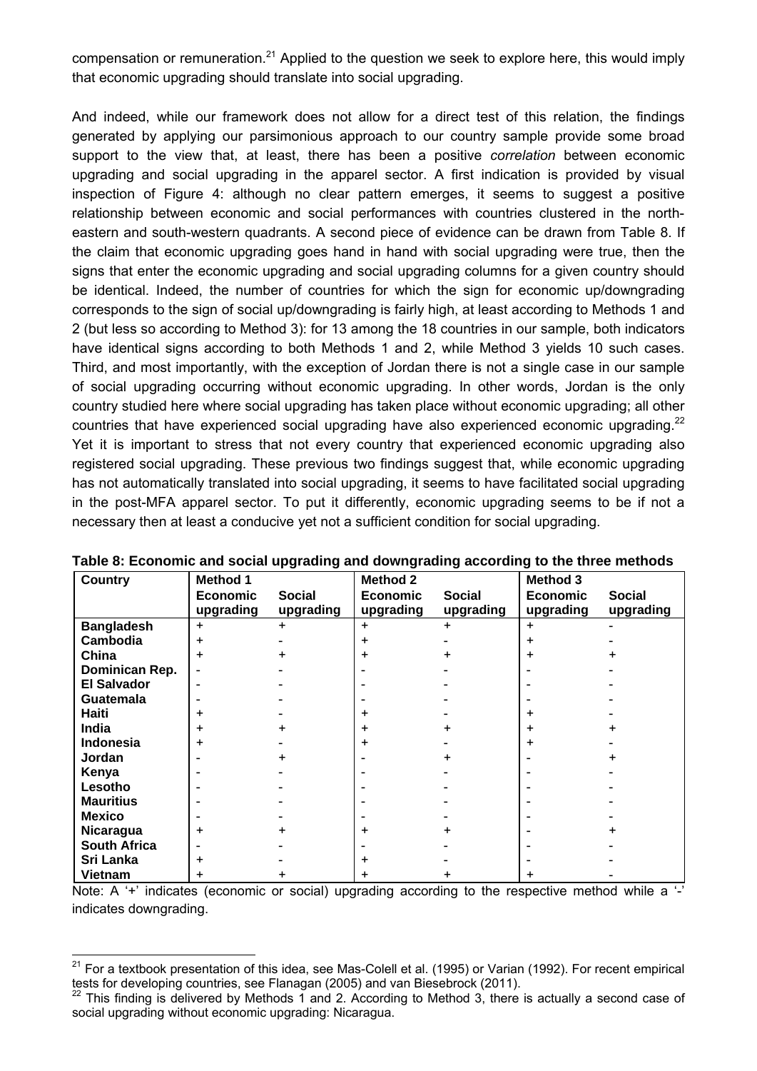compensation or remuneration.[21] Applied to the question we seek to explore here, this would imply that economic upgrading should translate into social upgrading.

And indeed, while our framework does not allow for a direct test of this relation, the findings generated by applying our parsimonious approach to our country sample provide some broad support to the view that, at least, there has been a positive *correlation* between economic upgrading and social upgrading in the apparel sector. A first indication is provided by visual inspection of Figure 4: although no clear pattern emerges, it seems to suggest a positive relationship between economic and social performances with countries clustered in the north-eastern and south-western quadrants. A second piece of evidence can be drawn from Table 8. If the claim that economic upgrading goes hand in hand with social upgrading were true, then the signs that enter the economic upgrading and social upgrading columns for a given country should be identical. Indeed, the number of countries for which the sign for economic up/downgrading corresponds to the sign of social up/downgrading is fairly high, at least according to Methods 1 and 2 (but less so according to Method 3): for 13 among the 18 countries in our sample, both indicators have identical signs according to both Methods 1 and 2, while Method 3 yields 10 such cases. Third, and most importantly, with the exception of Jordan there is not a single case in our sample of social upgrading occurring without economic upgrading. In other words, Jordan is the only country studied here where social upgrading has taken place without economic upgrading; all other countries that have experienced social upgrading have also experienced economic upgrading.[22] Yet it is important to stress that not every country that experienced economic upgrading also registered social upgrading. These previous two findings suggest that, while economic upgrading has not automatically translated into social upgrading, it seems to have facilitated social upgrading in the post-MFA apparel sector. To put it differently, economic upgrading seems to be if not a necessary then at least a conducive yet not a sufficient condition for social upgrading.

**Table 8: Economic and social upgrading and downgrading according to the three methods**

| Country | Method 1 | | Method 2 | | Method 3 | |
|---|---|---|---|---|---|---|
| | Economic upgrading | Social upgrading | Economic upgrading | Social upgrading | Economic upgrading | Social upgrading |
| **Bangladesh** | + | + | + | + | + | - |
| **Cambodia** | + | - | + | - | + | - |
| **China** | + | + | + | + | + | + |
| **Dominican Rep.** | - | - | - | - | - | - |
| **El Salvador** | - | - | - | - | - | - |
| **Guatemala** | - | - | - | - | - | - |
| **Haiti** | + | - | + | - | + | - |
| **India** | + | + | + | + | + | + |
| **Indonesia** | + | - | + | - | + | - |
| **Jordan** | - | + | - | + | - | + |
| **Kenya** | - | - | - | - | - | - |
| **Lesotho** | - | - | - | - | - | - |
| **Mauritius** | - | - | - | - | - | - |
| **Mexico** | - | - | - | - | - | - |
| **Nicaragua** | + | + | + | + | - | + |
| **South Africa** | - | - | - | - | - | - |
| **Sri Lanka** | + | - | + | - | - | - |
| **Vietnam** | + | + | + | + | + | - |

Note: A '+' indicates (economic or social) upgrading according to the respective method while a '-' indicates downgrading.

[21] For a textbook presentation of this idea, see Mas-Colell et al. (1995) or Varian (1992). For recent empirical tests for developing countries, see Flanagan (2005) and van Biesebrock (2011).

[22] This finding is delivered by Methods 1 and 2. According to Method 3, there is actually a second case of social upgrading without economic upgrading: Nicaragua.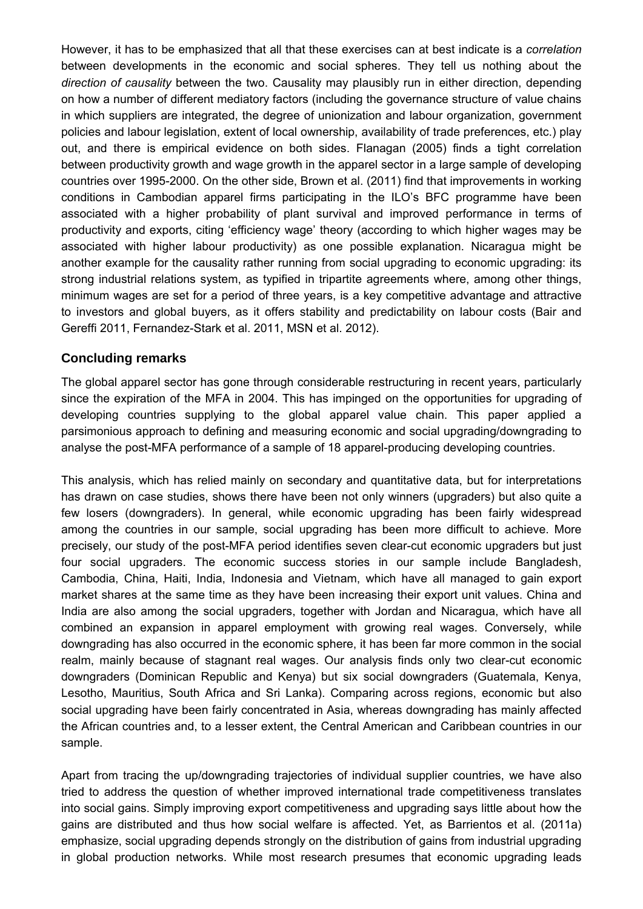However, it has to be emphasized that all that these exercises can at best indicate is a *correlation* between developments in the economic and social spheres. They tell us nothing about the *direction of causality* between the two. Causality may plausibly run in either direction, depending on how a number of different mediatory factors (including the governance structure of value chains in which suppliers are integrated, the degree of unionization and labour organization, government policies and labour legislation, extent of local ownership, availability of trade preferences, etc.) play out, and there is empirical evidence on both sides. Flanagan (2005) finds a tight correlation between productivity growth and wage growth in the apparel sector in a large sample of developing countries over 1995-2000. On the other side, Brown et al. (2011) find that improvements in working conditions in Cambodian apparel firms participating in the ILO's BFC programme have been associated with a higher probability of plant survival and improved performance in terms of productivity and exports, citing 'efficiency wage' theory (according to which higher wages may be associated with higher labour productivity) as one possible explanation. Nicaragua might be another example for the causality rather running from social upgrading to economic upgrading: its strong industrial relations system, as typified in tripartite agreements where, among other things, minimum wages are set for a period of three years, is a key competitive advantage and attractive to investors and global buyers, as it offers stability and predictability on labour costs (Bair and Gereffi 2011, Fernandez-Stark et al. 2011, MSN et al. 2012).

## Concluding remarks

The global apparel sector has gone through considerable restructuring in recent years, particularly since the expiration of the MFA in 2004. This has impinged on the opportunities for upgrading of developing countries supplying to the global apparel value chain. This paper applied a parsimonious approach to defining and measuring economic and social upgrading/downgrading to analyse the post-MFA performance of a sample of 18 apparel-producing developing countries.

This analysis, which has relied mainly on secondary and quantitative data, but for interpretations has drawn on case studies, shows there have been not only winners (upgraders) but also quite a few losers (downgraders). In general, while economic upgrading has been fairly widespread among the countries in our sample, social upgrading has been more difficult to achieve. More precisely, our study of the post-MFA period identifies seven clear-cut economic upgraders but just four social upgraders. The economic success stories in our sample include Bangladesh, Cambodia, China, Haiti, India, Indonesia and Vietnam, which have all managed to gain export market shares at the same time as they have been increasing their export unit values. China and India are also among the social upgraders, together with Jordan and Nicaragua, which have all combined an expansion in apparel employment with growing real wages. Conversely, while downgrading has also occurred in the economic sphere, it has been far more common in the social realm, mainly because of stagnant real wages. Our analysis finds only two clear-cut economic downgraders (Dominican Republic and Kenya) but six social downgraders (Guatemala, Kenya, Lesotho, Mauritius, South Africa and Sri Lanka). Comparing across regions, economic but also social upgrading have been fairly concentrated in Asia, whereas downgrading has mainly affected the African countries and, to a lesser extent, the Central American and Caribbean countries in our sample.

Apart from tracing the up/downgrading trajectories of individual supplier countries, we have also tried to address the question of whether improved international trade competitiveness translates into social gains. Simply improving export competitiveness and upgrading says little about how the gains are distributed and thus how social welfare is affected. Yet, as Barrientos et al. (2011a) emphasize, social upgrading depends strongly on the distribution of gains from industrial upgrading in global production networks. While most research presumes that economic upgrading leads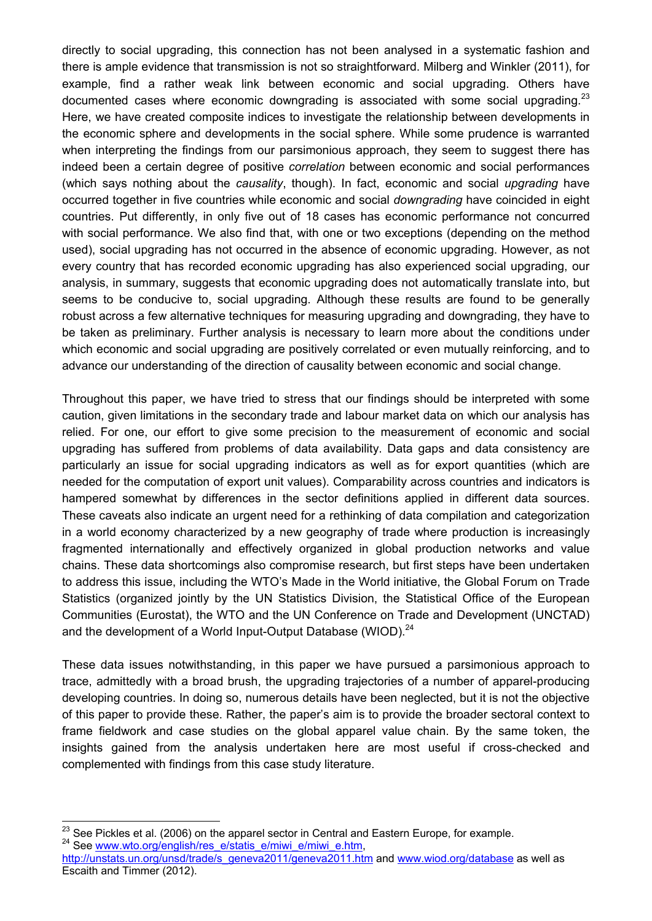directly to social upgrading, this connection has not been analysed in a systematic fashion and there is ample evidence that transmission is not so straightforward. Milberg and Winkler (2011), for example, find a rather weak link between economic and social upgrading. Others have documented cases where economic downgrading is associated with some social upgrading.[23] Here, we have created composite indices to investigate the relationship between developments in the economic sphere and developments in the social sphere. While some prudence is warranted when interpreting the findings from our parsimonious approach, they seem to suggest there has indeed been a certain degree of positive *correlation* between economic and social performances (which says nothing about the *causality*, though). In fact, economic and social *upgrading* have occurred together in five countries while economic and social *downgrading* have coincided in eight countries. Put differently, in only five out of 18 cases has economic performance not concurred with social performance. We also find that, with one or two exceptions (depending on the method used), social upgrading has not occurred in the absence of economic upgrading. However, as not every country that has recorded economic upgrading has also experienced social upgrading, our analysis, in summary, suggests that economic upgrading does not automatically translate into, but seems to be conducive to, social upgrading. Although these results are found to be generally robust across a few alternative techniques for measuring upgrading and downgrading, they have to be taken as preliminary. Further analysis is necessary to learn more about the conditions under which economic and social upgrading are positively correlated or even mutually reinforcing, and to advance our understanding of the direction of causality between economic and social change.

Throughout this paper, we have tried to stress that our findings should be interpreted with some caution, given limitations in the secondary trade and labour market data on which our analysis has relied. For one, our effort to give some precision to the measurement of economic and social upgrading has suffered from problems of data availability. Data gaps and data consistency are particularly an issue for social upgrading indicators as well as for export quantities (which are needed for the computation of export unit values). Comparability across countries and indicators is hampered somewhat by differences in the sector definitions applied in different data sources. These caveats also indicate an urgent need for a rethinking of data compilation and categorization in a world economy characterized by a new geography of trade where production is increasingly fragmented internationally and effectively organized in global production networks and value chains. These data shortcomings also compromise research, but first steps have been undertaken to address this issue, including the WTO's Made in the World initiative, the Global Forum on Trade Statistics (organized jointly by the UN Statistics Division, the Statistical Office of the European Communities (Eurostat), the WTO and the UN Conference on Trade and Development (UNCTAD) and the development of a World Input-Output Database (WIOD).[24]

These data issues notwithstanding, in this paper we have pursued a parsimonious approach to trace, admittedly with a broad brush, the upgrading trajectories of a number of apparel-producing developing countries. In doing so, numerous details have been neglected, but it is not the objective of this paper to provide these. Rather, the paper's aim is to provide the broader sectoral context to frame fieldwork and case studies on the global apparel value chain. By the same token, the insights gained from the analysis undertaken here are most useful if cross-checked and complemented with findings from this case study literature.

---

[23] See Pickles et al. (2006) on the apparel sector in Central and Eastern Europe, for example.

[24] See www.wto.org/english/res_e/statis_e/miwi_e/miwi_e.htm, http://unstats.un.org/unsd/trade/s_geneva2011/geneva2011.htm and www.wiod.org/database as well as Escaith and Timmer (2012).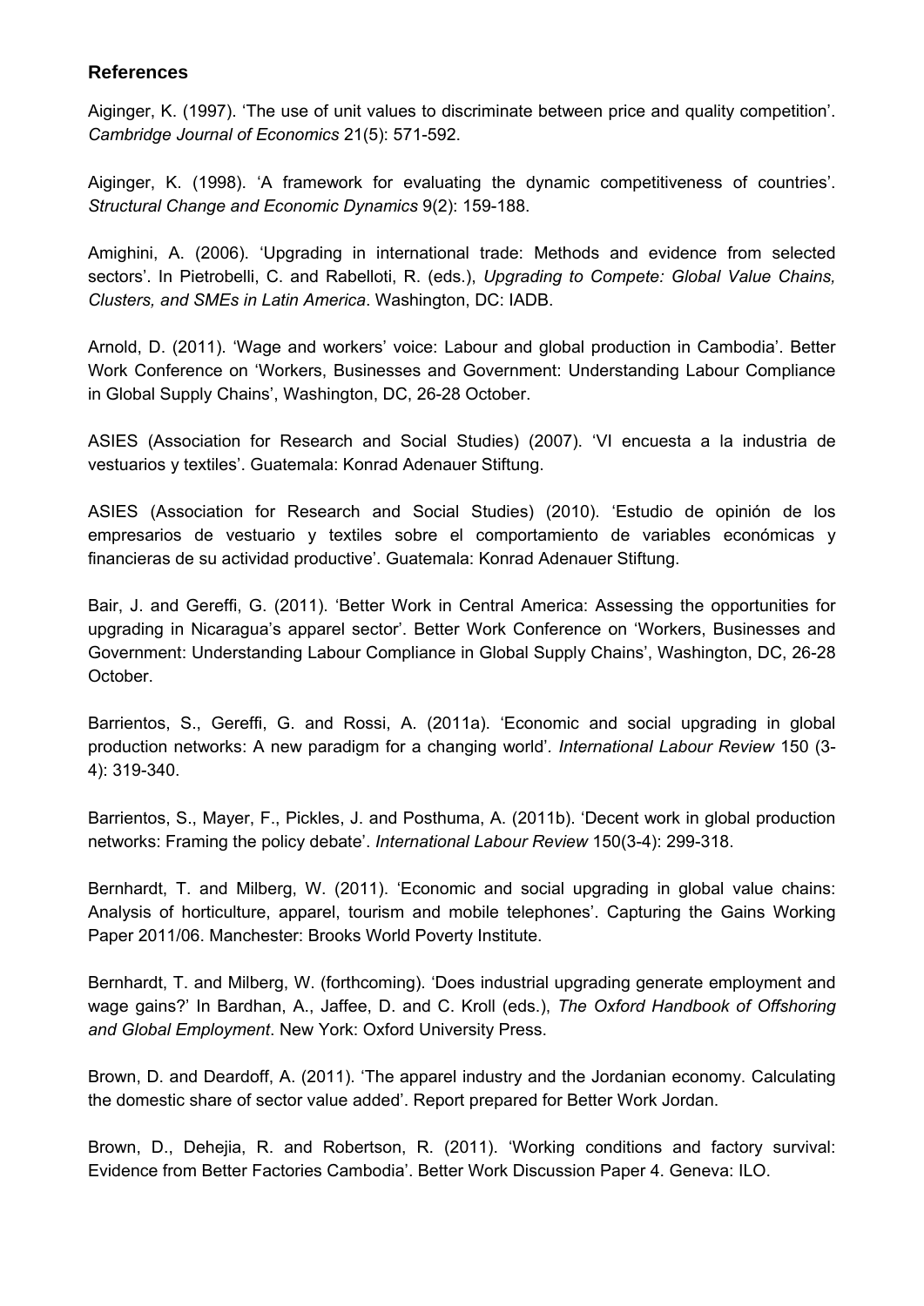## References

Aiginger, K. (1997). ‘The use of unit values to discriminate between price and quality competition’. *Cambridge Journal of Economics* 21(5): 571-592.

Aiginger, K. (1998). ‘A framework for evaluating the dynamic competitiveness of countries’. *Structural Change and Economic Dynamics* 9(2): 159-188.

Amighini, A. (2006). ‘Upgrading in international trade: Methods and evidence from selected sectors’. In Pietrobelli, C. and Rabelloti, R. (eds.), *Upgrading to Compete: Global Value Chains, Clusters, and SMEs in Latin America*. Washington, DC: IADB.

Arnold, D. (2011). ‘Wage and workers’ voice: Labour and global production in Cambodia’. Better Work Conference on ‘Workers, Businesses and Government: Understanding Labour Compliance in Global Supply Chains’, Washington, DC, 26-28 October.

ASIES (Association for Research and Social Studies) (2007). ‘VI encuesta a la industria de vestuarios y textiles’. Guatemala: Konrad Adenauer Stiftung.

ASIES (Association for Research and Social Studies) (2010). ‘Estudio de opinión de los empresarios de vestuario y textiles sobre el comportamiento de variables económicas y financieras de su actividad productive’. Guatemala: Konrad Adenauer Stiftung.

Bair, J. and Gereffi, G. (2011). ‘Better Work in Central America: Assessing the opportunities for upgrading in Nicaragua’s apparel sector’. Better Work Conference on ‘Workers, Businesses and Government: Understanding Labour Compliance in Global Supply Chains’, Washington, DC, 26-28 October.

Barrientos, S., Gereffi, G. and Rossi, A. (2011a). ‘Economic and social upgrading in global production networks: A new paradigm for a changing world’. *International Labour Review* 150 (3-4): 319-340.

Barrientos, S., Mayer, F., Pickles, J. and Posthuma, A. (2011b). ‘Decent work in global production networks: Framing the policy debate’. *International Labour Review* 150(3-4): 299-318.

Bernhardt, T. and Milberg, W. (2011). ‘Economic and social upgrading in global value chains: Analysis of horticulture, apparel, tourism and mobile telephones’. Capturing the Gains Working Paper 2011/06. Manchester: Brooks World Poverty Institute.

Bernhardt, T. and Milberg, W. (forthcoming). ‘Does industrial upgrading generate employment and wage gains?’ In Bardhan, A., Jaffee, D. and C. Kroll (eds.), *The Oxford Handbook of Offshoring and Global Employment*. New York: Oxford University Press.

Brown, D. and Deardoff, A. (2011). ‘The apparel industry and the Jordanian economy. Calculating the domestic share of sector value added’. Report prepared for Better Work Jordan.

Brown, D., Dehejia, R. and Robertson, R. (2011). ‘Working conditions and factory survival: Evidence from Better Factories Cambodia’. Better Work Discussion Paper 4. Geneva: ILO.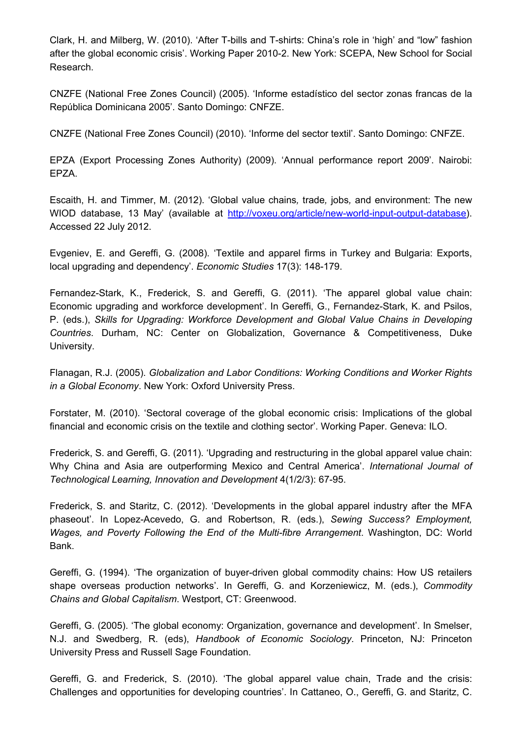Clark, H. and Milberg, W. (2010). 'After T-bills and T-shirts: China's role in 'high' and "low" fashion after the global economic crisis'. Working Paper 2010-2. New York: SCEPA, New School for Social Research.

CNZFE (National Free Zones Council) (2005). 'Informe estadístico del sector zonas francas de la República Dominicana 2005'. Santo Domingo: CNFZE.

CNZFE (National Free Zones Council) (2010). 'Informe del sector textil'. Santo Domingo: CNFZE.

EPZA (Export Processing Zones Authority) (2009). 'Annual performance report 2009'. Nairobi: EPZA.

Escaith, H. and Timmer, M. (2012). 'Global value chains*,* trade*,* jobs*,* and environment: The new WIOD database, 13 May' (available at http://voxeu.org/article/new-world-input-output-database). Accessed 22 July 2012.

Evgeniev, E. and Gereffi, G. (2008). 'Textile and apparel firms in Turkey and Bulgaria: Exports, local upgrading and dependency'. *Economic Studies* 17(3): 148-179.

Fernandez-Stark, K., Frederick, S. and Gereffi, G. (2011). 'The apparel global value chain: Economic upgrading and workforce development'. In Gereffi, G., Fernandez-Stark, K. and Psilos, P. (eds.), *Skills for Upgrading: Workforce Development and Global Value Chains in Developing Countries*. Durham, NC: Center on Globalization, Governance & Competitiveness, Duke University.

Flanagan, R.J. (2005). *Globalization and Labor Conditions: Working Conditions and Worker Rights in a Global Economy*. New York: Oxford University Press.

Forstater, M. (2010). 'Sectoral coverage of the global economic crisis: Implications of the global financial and economic crisis on the textile and clothing sector'. Working Paper. Geneva: ILO.

Frederick, S. and Gereffi, G. (2011). 'Upgrading and restructuring in the global apparel value chain: Why China and Asia are outperforming Mexico and Central America'. *International Journal of Technological Learning, Innovation and Development* 4(1/2/3): 67-95.

Frederick, S. and Staritz, C. (2012). 'Developments in the global apparel industry after the MFA phaseout'. In Lopez-Acevedo, G. and Robertson, R. (eds.), *Sewing Success? Employment, Wages, and Poverty Following the End of the Multi-fibre Arrangement*. Washington, DC: World Bank.

Gereffi, G. (1994). 'The organization of buyer-driven global commodity chains: How US retailers shape overseas production networks'. In Gereffi, G. and Korzeniewicz, M. (eds.), *Commodity Chains and Global Capitalism*. Westport, CT: Greenwood.

Gereffi, G. (2005). 'The global economy: Organization, governance and development'. In Smelser, N.J. and Swedberg, R. (eds), *Handbook of Economic Sociology*. Princeton, NJ: Princeton University Press and Russell Sage Foundation.

Gereffi, G. and Frederick, S. (2010). 'The global apparel value chain, Trade and the crisis: Challenges and opportunities for developing countries'. In Cattaneo, O., Gereffi, G. and Staritz, C.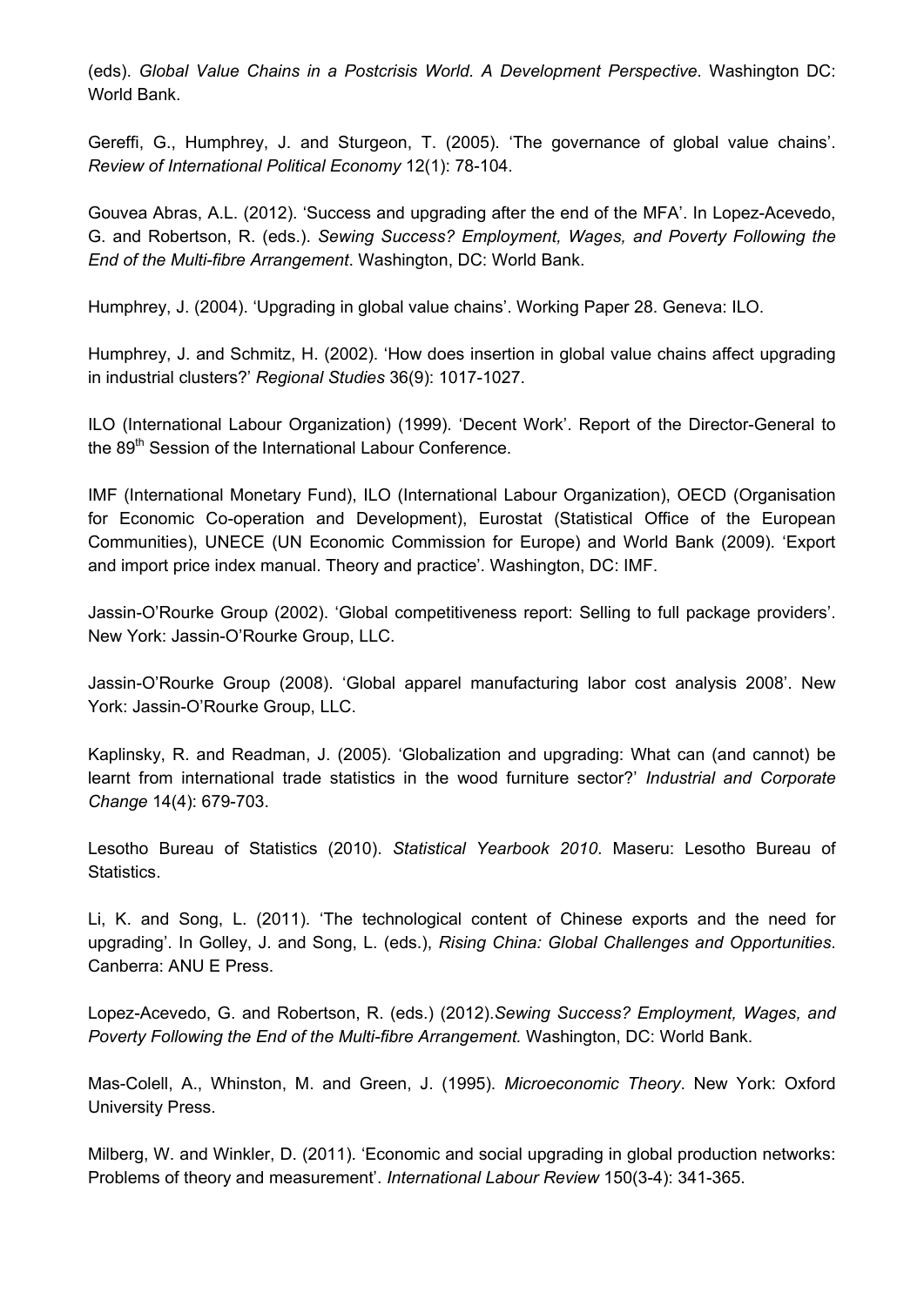(eds). *Global Value Chains in a Postcrisis World. A Development Perspective*. Washington DC: World Bank.

Gereffi, G., Humphrey, J. and Sturgeon, T. (2005). 'The governance of global value chains'. *Review of International Political Economy* 12(1): 78-104.

Gouvea Abras, A.L. (2012). 'Success and upgrading after the end of the MFA'. In Lopez-Acevedo, G. and Robertson, R. (eds.). *Sewing Success? Employment, Wages, and Poverty Following the End of the Multi-fibre Arrangement*. Washington, DC: World Bank.

Humphrey, J. (2004). 'Upgrading in global value chains'. Working Paper 28. Geneva: ILO.

Humphrey, J. and Schmitz, H. (2002). 'How does insertion in global value chains affect upgrading in industrial clusters?' *Regional Studies* 36(9): 1017-1027.

ILO (International Labour Organization) (1999). 'Decent Work'. Report of the Director-General to the 89th Session of the International Labour Conference.

IMF (International Monetary Fund), ILO (International Labour Organization), OECD (Organisation for Economic Co-operation and Development), Eurostat (Statistical Office of the European Communities), UNECE (UN Economic Commission for Europe) and World Bank (2009). 'Export and import price index manual. Theory and practice'. Washington, DC: IMF.

Jassin-O'Rourke Group (2002). 'Global competitiveness report: Selling to full package providers'. New York: Jassin-O'Rourke Group, LLC.

Jassin-O'Rourke Group (2008). 'Global apparel manufacturing labor cost analysis 2008'. New York: Jassin-O'Rourke Group, LLC.

Kaplinsky, R. and Readman, J. (2005). 'Globalization and upgrading: What can (and cannot) be learnt from international trade statistics in the wood furniture sector?' *Industrial and Corporate Change* 14(4): 679-703.

Lesotho Bureau of Statistics (2010). *Statistical Yearbook 2010*. Maseru: Lesotho Bureau of Statistics.

Li, K. and Song, L. (2011). 'The technological content of Chinese exports and the need for upgrading'. In Golley, J. and Song, L. (eds.), *Rising China: Global Challenges and Opportunities*. Canberra: ANU E Press.

Lopez-Acevedo, G. and Robertson, R. (eds.) (2012).*Sewing Success? Employment, Wages, and Poverty Following the End of the Multi-fibre Arrangement*. Washington, DC: World Bank.

Mas-Colell, A., Whinston, M. and Green, J. (1995). *Microeconomic Theory*. New York: Oxford University Press.

Milberg, W. and Winkler, D. (2011). 'Economic and social upgrading in global production networks: Problems of theory and measurement'. *International Labour Review* 150(3-4): 341-365.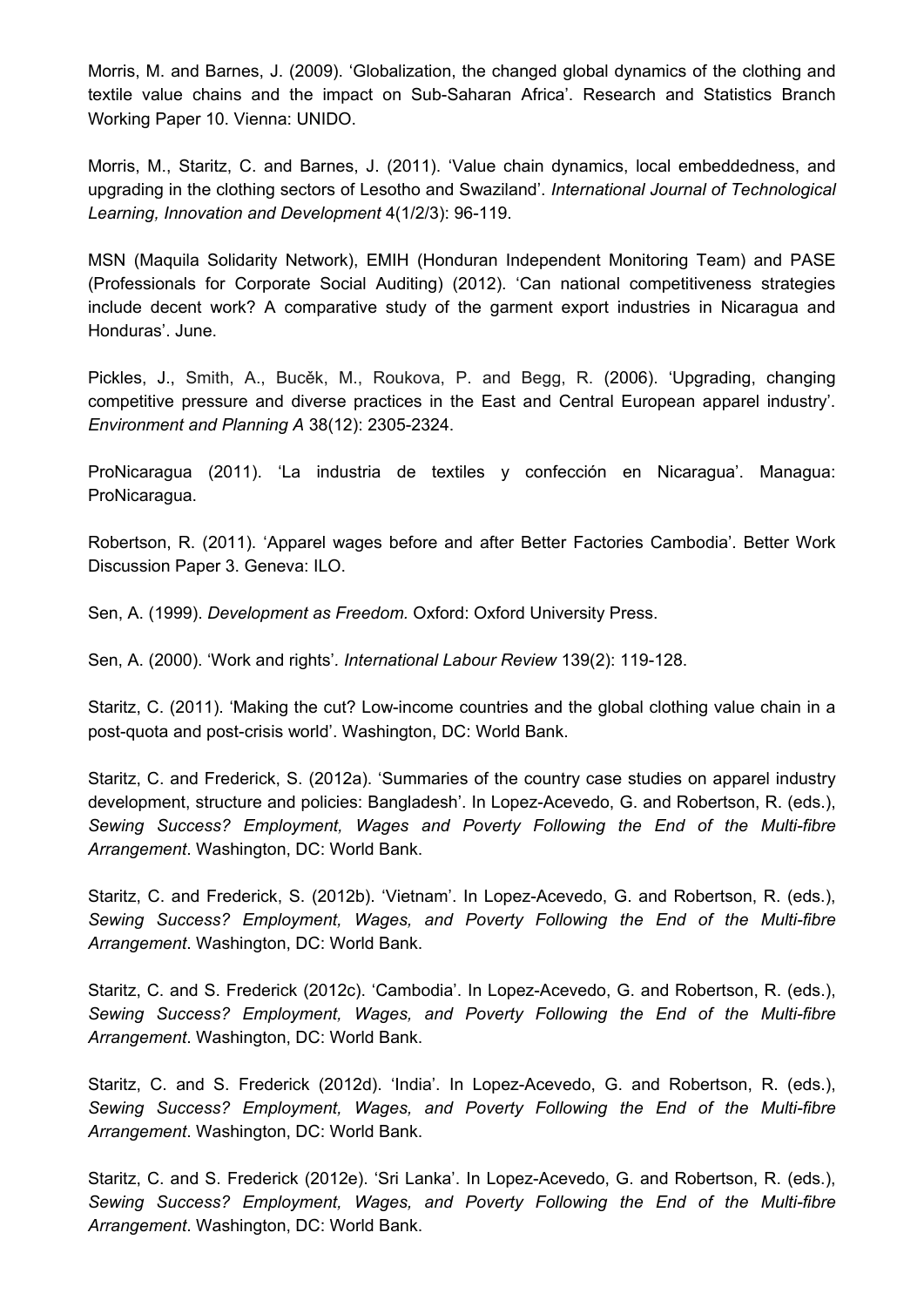Morris, M. and Barnes, J. (2009). 'Globalization, the changed global dynamics of the clothing and textile value chains and the impact on Sub-Saharan Africa'. Research and Statistics Branch Working Paper 10. Vienna: UNIDO.

Morris, M., Staritz, C. and Barnes, J. (2011). 'Value chain dynamics, local embeddedness, and upgrading in the clothing sectors of Lesotho and Swaziland'. *International Journal of Technological Learning, Innovation and Development* 4(1/2/3): 96-119.

MSN (Maquila Solidarity Network), EMIH (Honduran Independent Monitoring Team) and PASE (Professionals for Corporate Social Auditing) (2012). 'Can national competitiveness strategies include decent work? A comparative study of the garment export industries in Nicaragua and Honduras'. June.

Pickles, J., Smith, A., Buček, M., Roukova, P. and Begg, R. (2006). 'Upgrading, changing competitive pressure and diverse practices in the East and Central European apparel industry'. *Environment and Planning A* 38(12): 2305-2324.

ProNicaragua (2011). 'La industria de textiles y confección en Nicaragua'. Managua: ProNicaragua.

Robertson, R. (2011). 'Apparel wages before and after Better Factories Cambodia'. Better Work Discussion Paper 3. Geneva: ILO.

Sen, A. (1999). *Development as Freedom.* Oxford: Oxford University Press.

Sen, A. (2000). 'Work and rights'*. International Labour Review* 139(2): 119-128.

Staritz, C. (2011). 'Making the cut? Low-income countries and the global clothing value chain in a post-quota and post-crisis world'. Washington, DC: World Bank.

Staritz, C. and Frederick, S. (2012a). 'Summaries of the country case studies on apparel industry development, structure and policies: Bangladesh'. In Lopez-Acevedo, G. and Robertson, R. (eds.), *Sewing Success? Employment, Wages and Poverty Following the End of the Multi-fibre Arrangement*. Washington, DC: World Bank.

Staritz, C. and Frederick, S. (2012b). 'Vietnam'. In Lopez-Acevedo, G. and Robertson, R. (eds.), *Sewing Success? Employment, Wages, and Poverty Following the End of the Multi-fibre Arrangement*. Washington, DC: World Bank.

Staritz, C. and S. Frederick (2012c). 'Cambodia'. In Lopez-Acevedo, G. and Robertson, R. (eds.), *Sewing Success? Employment, Wages, and Poverty Following the End of the Multi-fibre Arrangement*. Washington, DC: World Bank.

Staritz, C. and S. Frederick (2012d). 'India'. In Lopez-Acevedo, G. and Robertson, R. (eds.), *Sewing Success? Employment, Wages, and Poverty Following the End of the Multi-fibre Arrangement*. Washington, DC: World Bank.

Staritz, C. and S. Frederick (2012e). 'Sri Lanka'. In Lopez-Acevedo, G. and Robertson, R. (eds.), *Sewing Success? Employment, Wages, and Poverty Following the End of the Multi-fibre Arrangement*. Washington, DC: World Bank.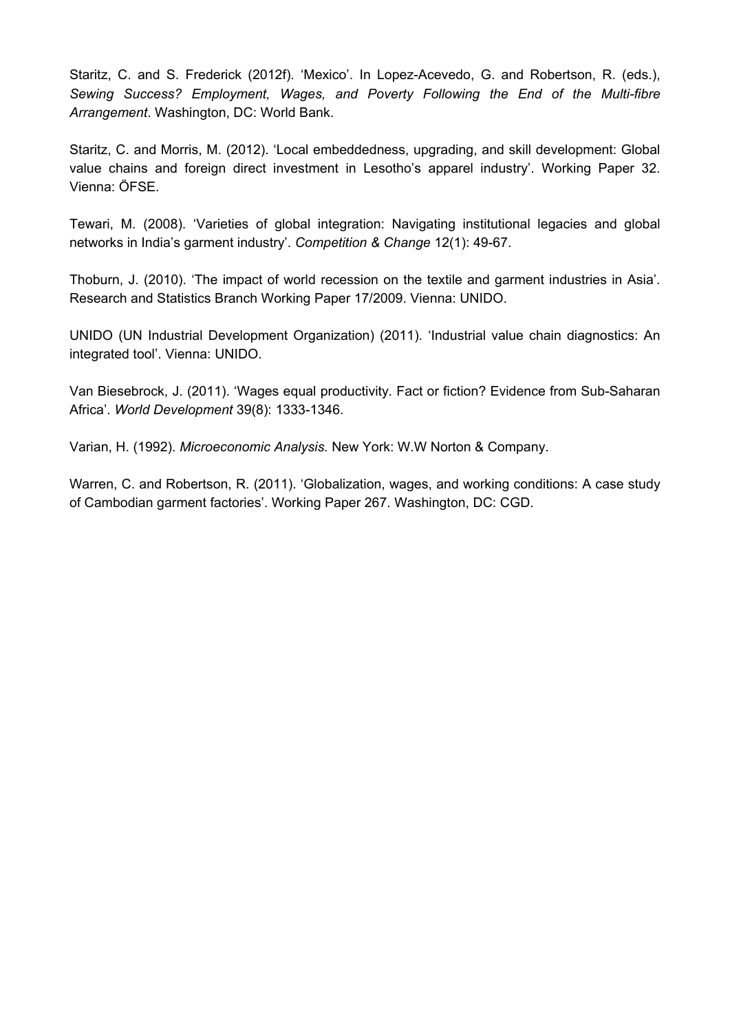Staritz, C. and S. Frederick (2012f). 'Mexico'. In Lopez-Acevedo, G. and Robertson, R. (eds.), *Sewing Success? Employment, Wages, and Poverty Following the End of the Multi-fibre Arrangement*. Washington, DC: World Bank.

Staritz, C. and Morris, M. (2012). 'Local embeddedness, upgrading, and skill development: Global value chains and foreign direct investment in Lesotho's apparel industry'. Working Paper 32. Vienna: ÖFSE.

Tewari, M. (2008). 'Varieties of global integration: Navigating institutional legacies and global networks in India's garment industry'. *Competition & Change* 12(1): 49-67.

Thoburn, J. (2010). 'The impact of world recession on the textile and garment industries in Asia'. Research and Statistics Branch Working Paper 17/2009. Vienna: UNIDO.

UNIDO (UN Industrial Development Organization) (2011). 'Industrial value chain diagnostics: An integrated tool'. Vienna: UNIDO.

Van Biesebrock, J. (2011). 'Wages equal productivity. Fact or fiction? Evidence from Sub-Saharan Africa'. *World Development* 39(8): 1333-1346.

Varian, H. (1992). *Microeconomic Analysis.* New York: W.W Norton & Company.

Warren, C. and Robertson, R. (2011). 'Globalization, wages, and working conditions: A case study of Cambodian garment factories'. Working Paper 267. Washington, DC: CGD.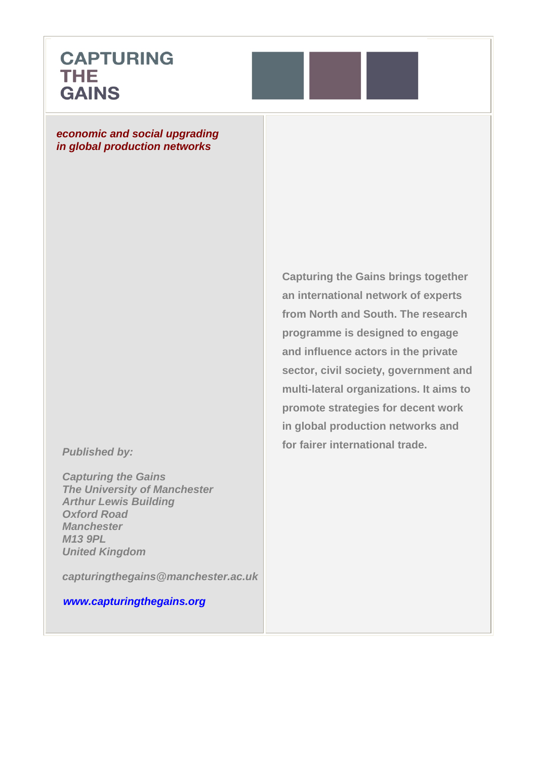# CAPTURING THE GAINS

***economic and social upgrading in global production networks***

**Capturing the Gains brings together an international network of experts from North and South. The research programme is designed to engage and influence actors in the private sector, civil society, government and multi-lateral organizations. It aims to promote strategies for decent work in global production networks and for fairer international trade.**

***Published by:***

***Capturing the Gains***
***The University of Manchester***
***Arthur Lewis Building***
***Oxford Road***
***Manchester***
***M13 9PL***
***United Kingdom***

***capturingthegains@manchester.ac.uk***

***www.capturingthegains.org***